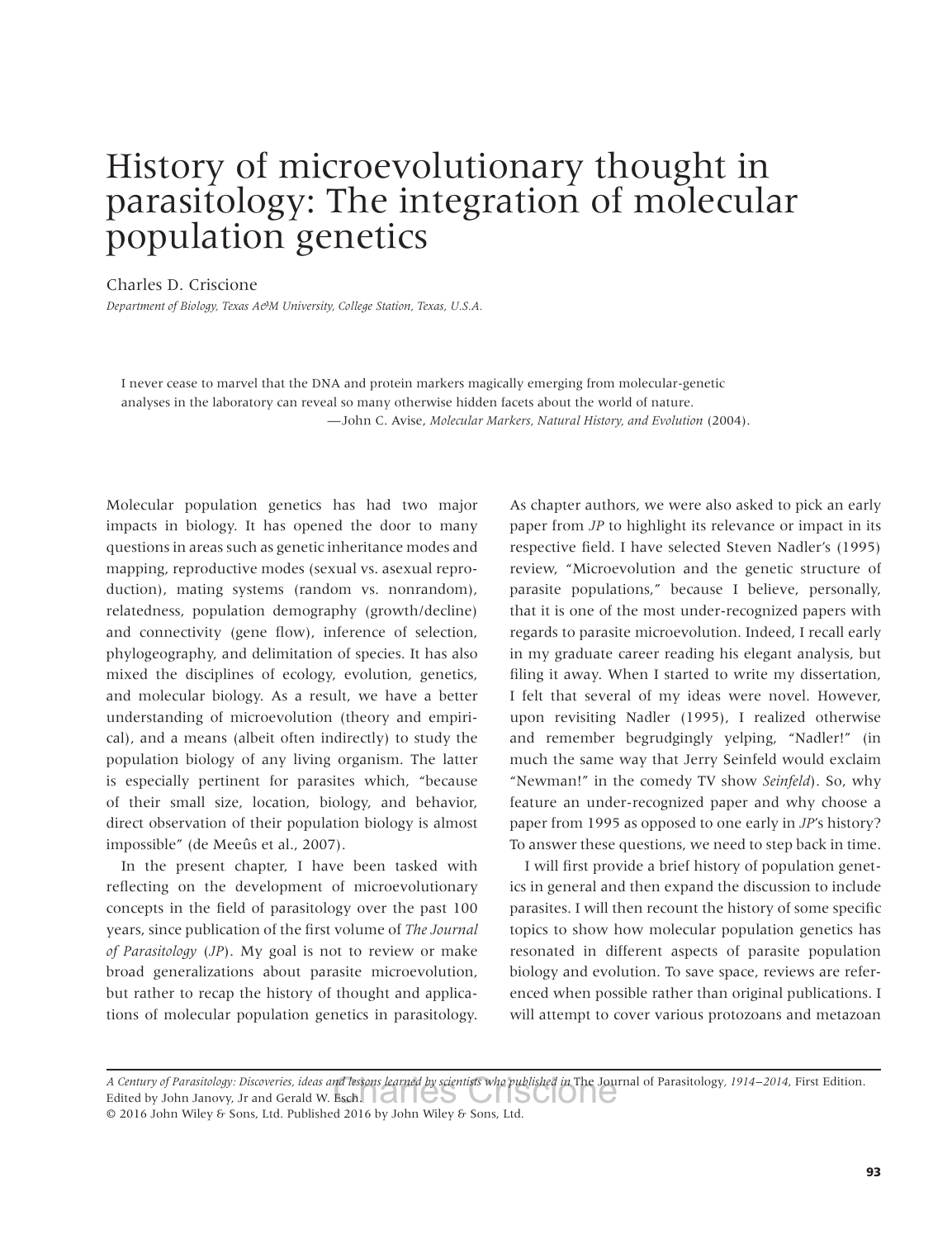# History of microevolutionary thought in parasitology: The integration of molecular population genetics

Charles D. Criscione

*Department of Biology, Texas A&M University, College Station, Texas, U.S.A.*

> I never cease to marvel that the DNA and protein markers magically emerging from molecular-genetic analyses in the laboratory can reveal so many otherwise hidden facets about the world of nature.
>
> —John C. Avise, *Molecular Markers, Natural History, and Evolution* (2004).

Molecular population genetics has had two major impacts in biology. It has opened the door to many questions in areas such as genetic inheritance modes and mapping, reproductive modes (sexual vs. asexual reproduction), mating systems (random vs. nonrandom), relatedness, population demography (growth/decline) and connectivity (gene flow), inference of selection, phylogeography, and delimitation of species. It has also mixed the disciplines of ecology, evolution, genetics, and molecular biology. As a result, we have a better understanding of microevolution (theory and empirical), and a means (albeit often indirectly) to study the population biology of any living organism. The latter is especially pertinent for parasites which, "because of their small size, location, biology, and behavior, direct observation of their population biology is almost impossible" (de Meeûs et al., 2007).

In the present chapter, I have been tasked with reflecting on the development of microevolutionary concepts in the field of parasitology over the past 100 years, since publication of the first volume of *The Journal of Parasitology* (*JP*). My goal is not to review or make broad generalizations about parasite microevolution, but rather to recap the history of thought and applications of molecular population genetics in parasitology. As chapter authors, we were also asked to pick an early paper from *JP* to highlight its relevance or impact in its respective field. I have selected Steven Nadler's (1995) review, "Microevolution and the genetic structure of parasite populations," because I believe, personally, that it is one of the most under-recognized papers with regards to parasite microevolution. Indeed, I recall early in my graduate career reading his elegant analysis, but filing it away. When I started to write my dissertation, I felt that several of my ideas were novel. However, upon revisiting Nadler (1995), I realized otherwise and remember begrudgingly yelping, "Nadler!" (in much the same way that Jerry Seinfeld would exclaim "Newman!" in the comedy TV show *Seinfeld*). So, why feature an under-recognized paper and why choose a paper from 1995 as opposed to one early in *JP*'s history? To answer these questions, we need to step back in time.

I will first provide a brief history of population genetics in general and then expand the discussion to include parasites. I will then recount the history of some specific topics to show how molecular population genetics has resonated in different aspects of parasite population biology and evolution. To save space, reviews are referenced when possible rather than original publications. I will attempt to cover various protozoans and metazoan

---

*A Century of Parasitology: Discoveries, ideas and lessons learned by scientists who published in* The Journal of Parasitology, *1914–2014*, First Edition. Edited by John Janovy, Jr and Gerald W. Esch.
© 2016 John Wiley & Sons, Ltd. Published 2016 by John Wiley & Sons, Ltd.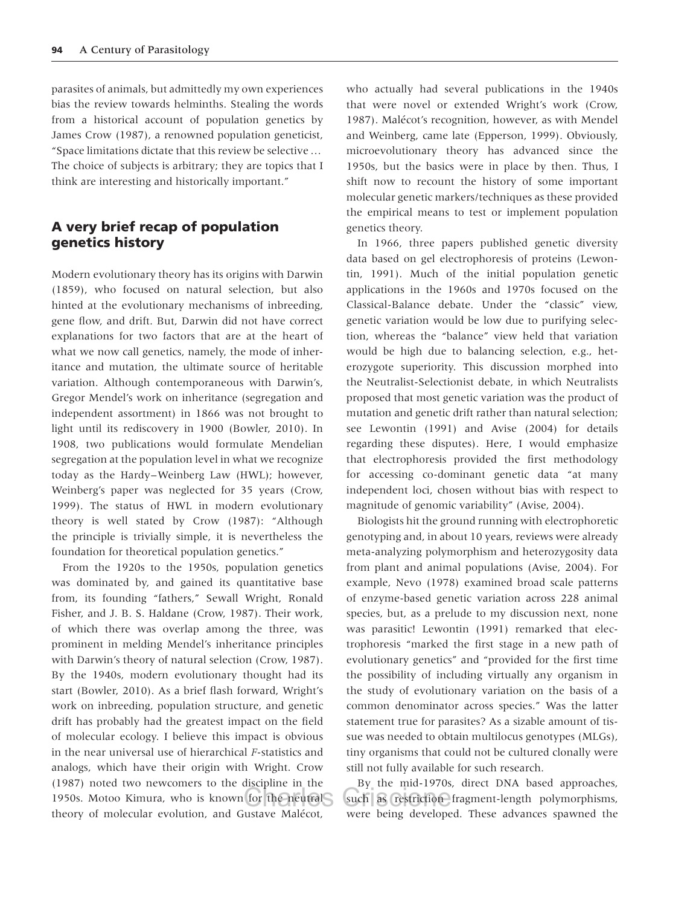parasites of animals, but admittedly my own experiences bias the review towards helminths. Stealing the words from a historical account of population genetics by James Crow (1987), a renowned population geneticist, "Space limitations dictate that this review be selective … The choice of subjects is arbitrary; they are topics that I think are interesting and historically important."

## A very brief recap of population genetics history

Modern evolutionary theory has its origins with Darwin (1859), who focused on natural selection, but also hinted at the evolutionary mechanisms of inbreeding, gene flow, and drift. But, Darwin did not have correct explanations for two factors that are at the heart of what we now call genetics, namely, the mode of inheritance and mutation, the ultimate source of heritable variation. Although contemporaneous with Darwin's, Gregor Mendel's work on inheritance (segregation and independent assortment) in 1866 was not brought to light until its rediscovery in 1900 (Bowler, 2010). In 1908, two publications would formulate Mendelian segregation at the population level in what we recognize today as the Hardy–Weinberg Law (HWL); however, Weinberg's paper was neglected for 35 years (Crow, 1999). The status of HWL in modern evolutionary theory is well stated by Crow (1987): "Although the principle is trivially simple, it is nevertheless the foundation for theoretical population genetics."

From the 1920s to the 1950s, population genetics was dominated by, and gained its quantitative base from, its founding "fathers," Sewall Wright, Ronald Fisher, and J. B. S. Haldane (Crow, 1987). Their work, of which there was overlap among the three, was prominent in melding Mendel's inheritance principles with Darwin's theory of natural selection (Crow, 1987). By the 1940s, modern evolutionary thought had its start (Bowler, 2010). As a brief flash forward, Wright's work on inbreeding, population structure, and genetic drift has probably had the greatest impact on the field of molecular ecology. I believe this impact is obvious in the near universal use of hierarchical *F*-statistics and analogs, which have their origin with Wright. Crow (1987) noted two newcomers to the discipline in the 1950s. Motoo Kimura, who is known for the neutral theory of molecular evolution, and Gustave Malécot, who actually had several publications in the 1940s that were novel or extended Wright's work (Crow, 1987). Malécot's recognition, however, as with Mendel and Weinberg, came late (Epperson, 1999). Obviously, microevolutionary theory has advanced since the 1950s, but the basics were in place by then. Thus, I shift now to recount the history of some important molecular genetic markers/techniques as these provided the empirical means to test or implement population genetics theory.

In 1966, three papers published genetic diversity data based on gel electrophoresis of proteins (Lewontin, 1991). Much of the initial population genetic applications in the 1960s and 1970s focused on the Classical-Balance debate. Under the "classic" view, genetic variation would be low due to purifying selection, whereas the "balance" view held that variation would be high due to balancing selection, e.g., heterozygote superiority. This discussion morphed into the Neutralist-Selectionist debate, in which Neutralists proposed that most genetic variation was the product of mutation and genetic drift rather than natural selection; see Lewontin (1991) and Avise (2004) for details regarding these disputes). Here, I would emphasize that electrophoresis provided the first methodology for accessing co-dominant genetic data "at many independent loci, chosen without bias with respect to magnitude of genomic variability" (Avise, 2004).

Biologists hit the ground running with electrophoretic genotyping and, in about 10 years, reviews were already meta-analyzing polymorphism and heterozygosity data from plant and animal populations (Avise, 2004). For example, Nevo (1978) examined broad scale patterns of enzyme-based genetic variation across 228 animal species, but, as a prelude to my discussion next, none was parasitic! Lewontin (1991) remarked that electrophoresis "marked the first stage in a new path of evolutionary genetics" and "provided for the first time the possibility of including virtually any organism in the study of evolutionary variation on the basis of a common denominator across species." Was the latter statement true for parasites? As a sizable amount of tissue was needed to obtain multilocus genotypes (MLGs), tiny organisms that could not be cultured clonally were still not fully available for such research.

By the mid-1970s, direct DNA based approaches, such as restriction fragment-length polymorphisms, were being developed. These advances spawned the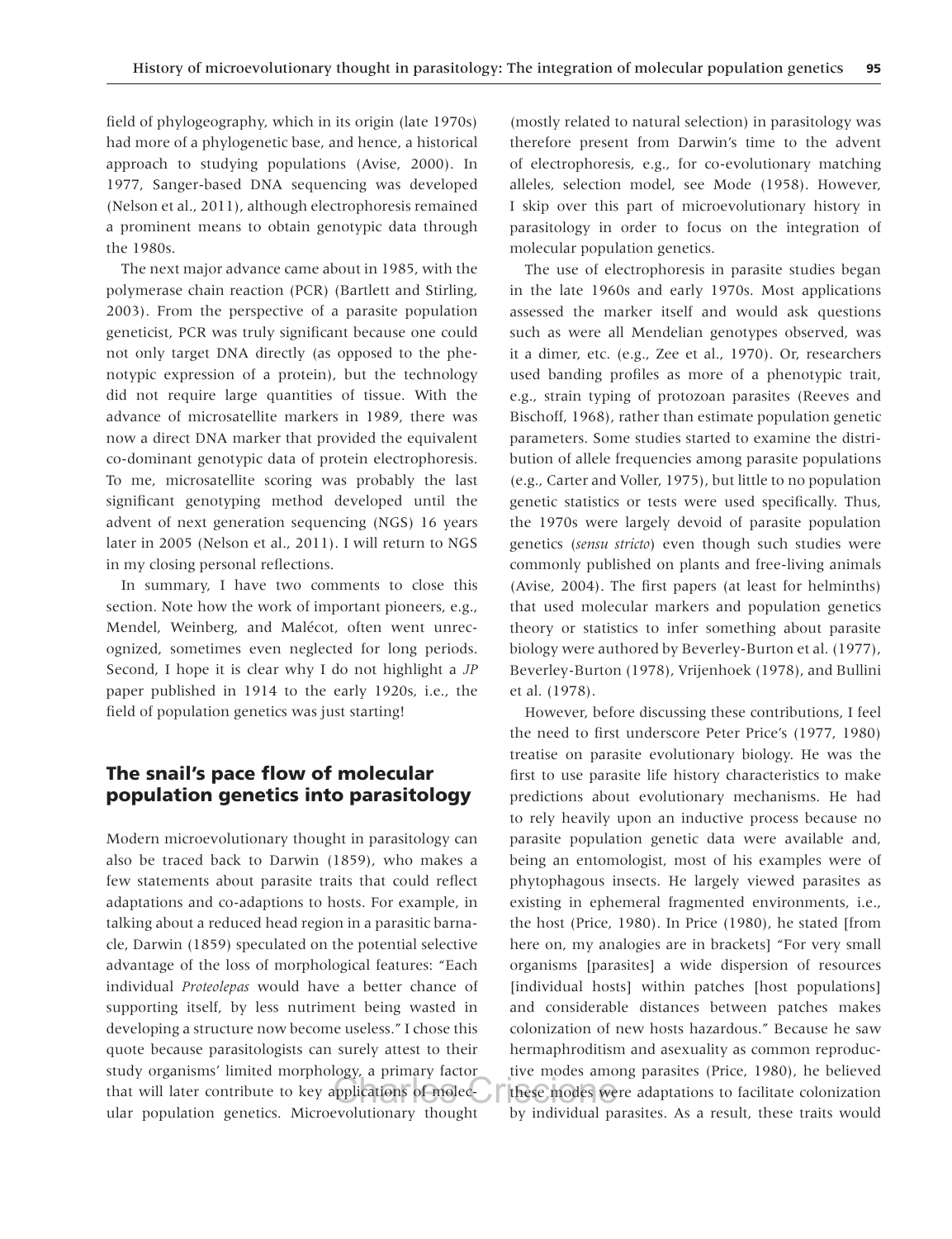field of phylogeography, which in its origin (late 1970s) had more of a phylogenetic base, and hence, a historical approach to studying populations (Avise, 2000). In 1977, Sanger-based DNA sequencing was developed (Nelson et al., 2011), although electrophoresis remained a prominent means to obtain genotypic data through the 1980s.

The next major advance came about in 1985, with the polymerase chain reaction (PCR) (Bartlett and Stirling, 2003). From the perspective of a parasite population geneticist, PCR was truly significant because one could not only target DNA directly (as opposed to the phenotypic expression of a protein), but the technology did not require large quantities of tissue. With the advance of microsatellite markers in 1989, there was now a direct DNA marker that provided the equivalent co-dominant genotypic data of protein electrophoresis. To me, microsatellite scoring was probably the last significant genotyping method developed until the advent of next generation sequencing (NGS) 16 years later in 2005 (Nelson et al., 2011). I will return to NGS in my closing personal reflections.

In summary, I have two comments to close this section. Note how the work of important pioneers, e.g., Mendel, Weinberg, and Malécot, often went unrecognized, sometimes even neglected for long periods. Second, I hope it is clear why I do not highlight a *JP* paper published in 1914 to the early 1920s, i.e., the field of population genetics was just starting!

## The snail's pace flow of molecular population genetics into parasitology

Modern microevolutionary thought in parasitology can also be traced back to Darwin (1859), who makes a few statements about parasite traits that could reflect adaptations and co-adaptions to hosts. For example, in talking about a reduced head region in a parasitic barnacle, Darwin (1859) speculated on the potential selective advantage of the loss of morphological features: "Each individual *Proteolepas* would have a better chance of supporting itself, by less nutriment being wasted in developing a structure now become useless." I chose this quote because parasitologists can surely attest to their study organisms' limited morphology, a primary factor that will later contribute to key applications of molecular population genetics. Microevolutionary thought (mostly related to natural selection) in parasitology was therefore present from Darwin's time to the advent of electrophoresis, e.g., for co-evolutionary matching alleles, selection model, see Mode (1958). However, I skip over this part of microevolutionary history in parasitology in order to focus on the integration of molecular population genetics.

The use of electrophoresis in parasite studies began in the late 1960s and early 1970s. Most applications assessed the marker itself and would ask questions such as were all Mendelian genotypes observed, was it a dimer, etc. (e.g., Zee et al., 1970). Or, researchers used banding profiles as more of a phenotypic trait, e.g., strain typing of protozoan parasites (Reeves and Bischoff, 1968), rather than estimate population genetic parameters. Some studies started to examine the distribution of allele frequencies among parasite populations (e.g., Carter and Voller, 1975), but little to no population genetic statistics or tests were used specifically. Thus, the 1970s were largely devoid of parasite population genetics (*sensu stricto*) even though such studies were commonly published on plants and free-living animals (Avise, 2004). The first papers (at least for helminths) that used molecular markers and population genetics theory or statistics to infer something about parasite biology were authored by Beverley-Burton et al. (1977), Beverley-Burton (1978), Vrijenhoek (1978), and Bullini et al. (1978).

However, before discussing these contributions, I feel the need to first underscore Peter Price's (1977, 1980) treatise on parasite evolutionary biology. He was the first to use parasite life history characteristics to make predictions about evolutionary mechanisms. He had to rely heavily upon an inductive process because no parasite population genetic data were available and, being an entomologist, most of his examples were of phytophagous insects. He largely viewed parasites as existing in ephemeral fragmented environments, i.e., the host (Price, 1980). In Price (1980), he stated [from here on, my analogies are in brackets] "For very small organisms [parasites] a wide dispersion of resources [individual hosts] within patches [host populations] and considerable distances between patches makes colonization of new hosts hazardous." Because he saw hermaphroditism and asexuality as common reproductive modes among parasites (Price, 1980), he believed these modes were adaptations to facilitate colonization by individual parasites. As a result, these traits would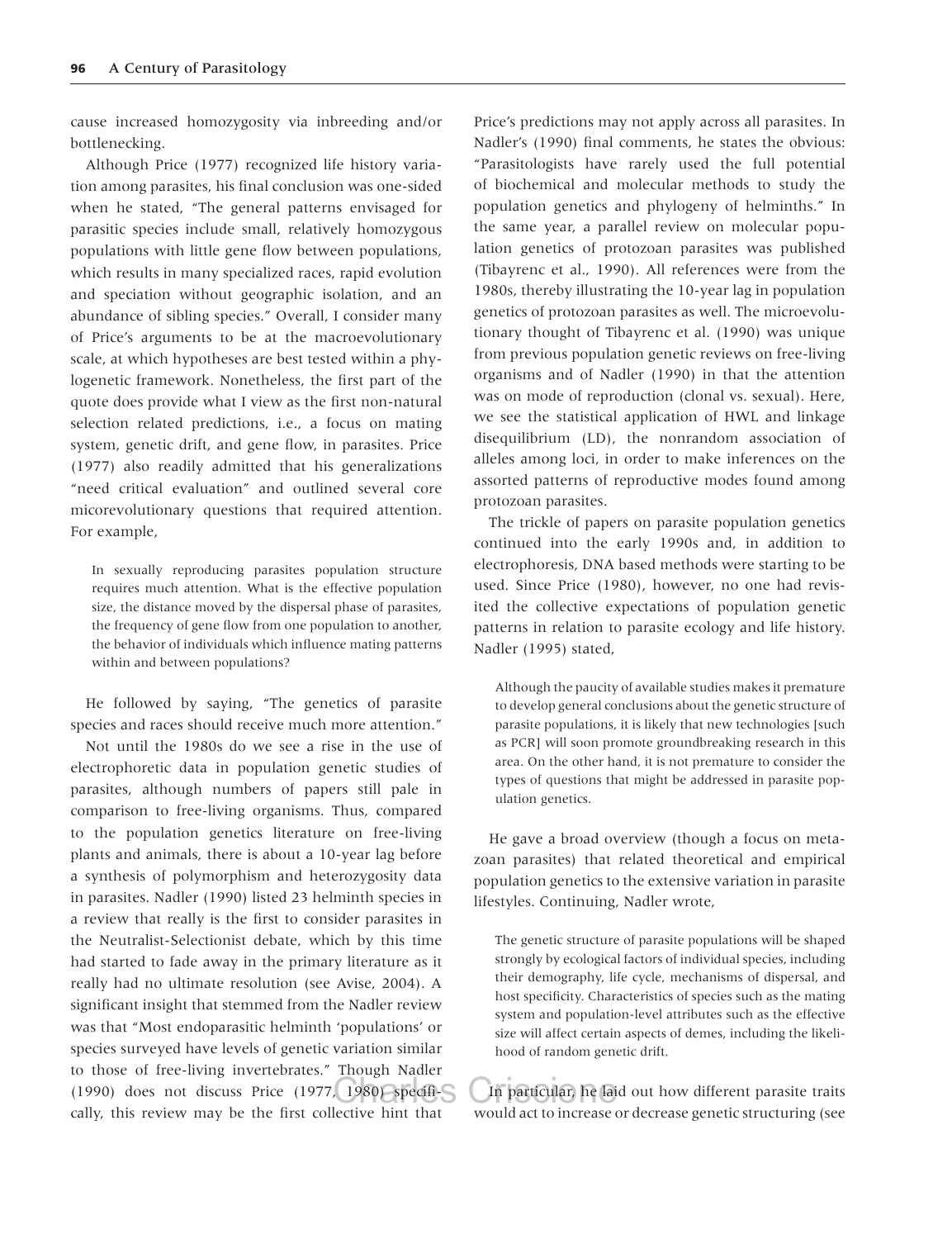cause increased homozygosity via inbreeding and/or bottlenecking.

Although Price (1977) recognized life history variation among parasites, his final conclusion was one-sided when he stated, "The general patterns envisaged for parasitic species include small, relatively homozygous populations with little gene flow between populations, which results in many specialized races, rapid evolution and speciation without geographic isolation, and an abundance of sibling species." Overall, I consider many of Price's arguments to be at the macroevolutionary scale, at which hypotheses are best tested within a phylogenetic framework. Nonetheless, the first part of the quote does provide what I view as the first non-natural selection related predictions, i.e., a focus on mating system, genetic drift, and gene flow, in parasites. Price (1977) also readily admitted that his generalizations "need critical evaluation" and outlined several core micorevolutionary questions that required attention. For example,

> In sexually reproducing parasites population structure requires much attention. What is the effective population size, the distance moved by the dispersal phase of parasites, the frequency of gene flow from one population to another, the behavior of individuals which influence mating patterns within and between populations?

He followed by saying, "The genetics of parasite species and races should receive much more attention."

Not until the 1980s do we see a rise in the use of electrophoretic data in population genetic studies of parasites, although numbers of papers still pale in comparison to free-living organisms. Thus, compared to the population genetics literature on free-living plants and animals, there is about a 10-year lag before a synthesis of polymorphism and heterozygosity data in parasites. Nadler (1990) listed 23 helminth species in a review that really is the first to consider parasites in the Neutralist-Selectionist debate, which by this time had started to fade away in the primary literature as it really had no ultimate resolution (see Avise, 2004). A significant insight that stemmed from the Nadler review was that "Most endoparasitic helminth 'populations' or species surveyed have levels of genetic variation similar to those of free-living invertebrates." Though Nadler (1990) does not discuss Price (1977, 1980) specifically, this review may be the first collective hint that Price's predictions may not apply across all parasites. In Nadler's (1990) final comments, he states the obvious: "Parasitologists have rarely used the full potential of biochemical and molecular methods to study the population genetics and phylogeny of helminths." In the same year, a parallel review on molecular population genetics of protozoan parasites was published (Tibayrenc et al., 1990). All references were from the 1980s, thereby illustrating the 10-year lag in population genetics of protozoan parasites as well. The microevolutionary thought of Tibayrenc et al. (1990) was unique from previous population genetic reviews on free-living organisms and of Nadler (1990) in that the attention was on mode of reproduction (clonal vs. sexual). Here, we see the statistical application of HWL and linkage disequilibrium (LD), the nonrandom association of alleles among loci, in order to make inferences on the assorted patterns of reproductive modes found among protozoan parasites.

The trickle of papers on parasite population genetics continued into the early 1990s and, in addition to electrophoresis, DNA based methods were starting to be used. Since Price (1980), however, no one had revisited the collective expectations of population genetic patterns in relation to parasite ecology and life history. Nadler (1995) stated,

> Although the paucity of available studies makes it premature to develop general conclusions about the genetic structure of parasite populations, it is likely that new technologies [such as PCR] will soon promote groundbreaking research in this area. On the other hand, it is not premature to consider the types of questions that might be addressed in parasite population genetics.

He gave a broad overview (though a focus on metazoan parasites) that related theoretical and empirical population genetics to the extensive variation in parasite lifestyles. Continuing, Nadler wrote,

> The genetic structure of parasite populations will be shaped strongly by ecological factors of individual species, including their demography, life cycle, mechanisms of dispersal, and host specificity. Characteristics of species such as the mating system and population-level attributes such as the effective size will affect certain aspects of demes, including the likelihood of random genetic drift.

In particular, he laid out how different parasite traits would act to increase or decrease genetic structuring (see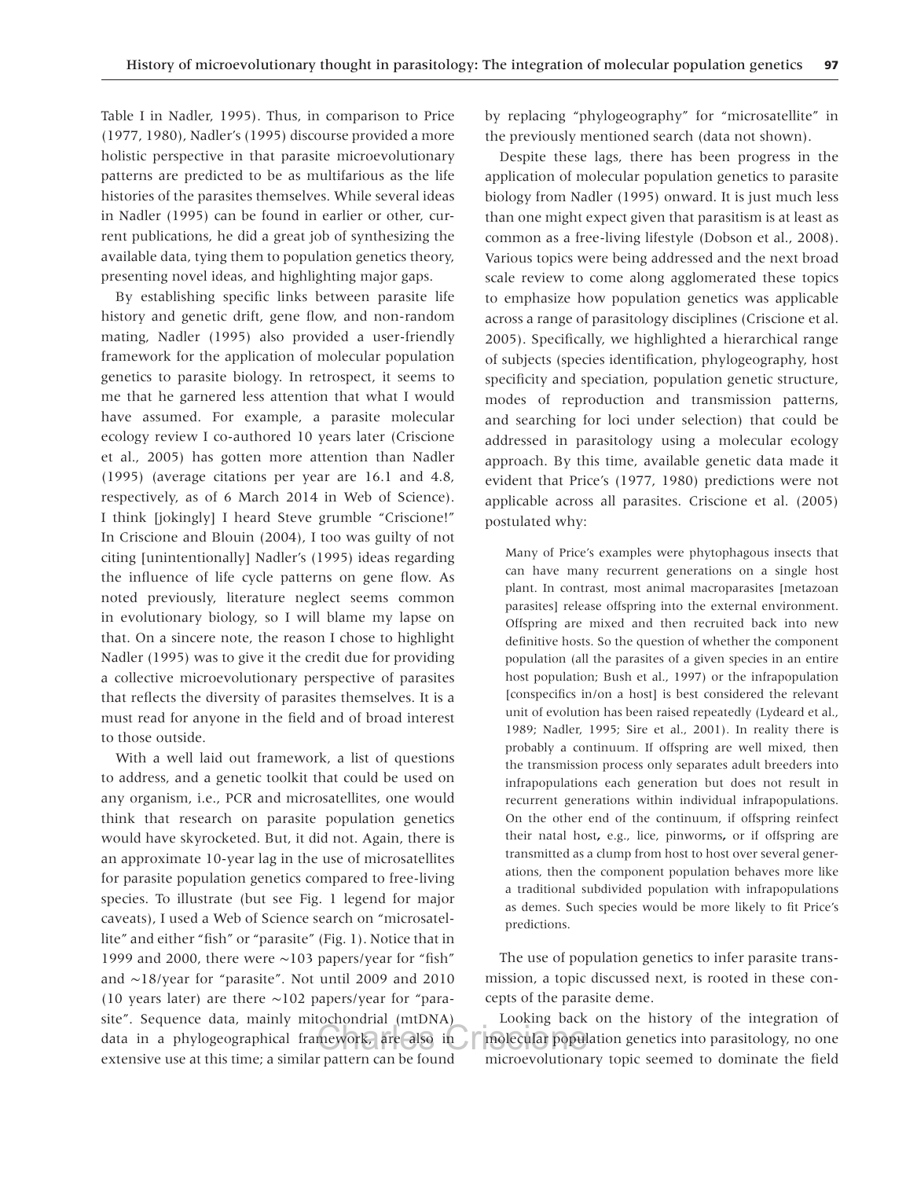Table I in Nadler, 1995). Thus, in comparison to Price (1977, 1980), Nadler's (1995) discourse provided a more holistic perspective in that parasite microevolutionary patterns are predicted to be as multifarious as the life histories of the parasites themselves. While several ideas in Nadler (1995) can be found in earlier or other, current publications, he did a great job of synthesizing the available data, tying them to population genetics theory, presenting novel ideas, and highlighting major gaps.

By establishing specific links between parasite life history and genetic drift, gene flow, and non-random mating, Nadler (1995) also provided a user-friendly framework for the application of molecular population genetics to parasite biology. In retrospect, it seems to me that he garnered less attention that what I would have assumed. For example, a parasite molecular ecology review I co-authored 10 years later (Criscione et al., 2005) has gotten more attention than Nadler (1995) (average citations per year are 16.1 and 4.8, respectively, as of 6 March 2014 in Web of Science). I think [jokingly] I heard Steve grumble "Criscione!" In Criscione and Blouin (2004), I too was guilty of not citing [unintentionally] Nadler's (1995) ideas regarding the influence of life cycle patterns on gene flow. As noted previously, literature neglect seems common in evolutionary biology, so I will blame my lapse on that. On a sincere note, the reason I chose to highlight Nadler (1995) was to give it the credit due for providing a collective microevolutionary perspective of parasites that reflects the diversity of parasites themselves. It is a must read for anyone in the field and of broad interest to those outside.

With a well laid out framework, a list of questions to address, and a genetic toolkit that could be used on any organism, i.e., PCR and microsatellites, one would think that research on parasite population genetics would have skyrocketed. But, it did not. Again, there is an approximate 10-year lag in the use of microsatellites for parasite population genetics compared to free-living species. To illustrate (but see Fig. 1 legend for major caveats), I used a Web of Science search on "microsatellite" and either "fish" or "parasite" (Fig. 1). Notice that in 1999 and 2000, there were ~103 papers/year for "fish" and ~18/year for "parasite". Not until 2009 and 2010 (10 years later) are there ~102 papers/year for "parasite". Sequence data, mainly mitochondrial (mtDNA) data in a phylogeographical framework, are also in extensive use at this time; a similar pattern can be found by replacing "phylogeography" for "microsatellite" in the previously mentioned search (data not shown).

Despite these lags, there has been progress in the application of molecular population genetics to parasite biology from Nadler (1995) onward. It is just much less than one might expect given that parasitism is at least as common as a free-living lifestyle (Dobson et al., 2008). Various topics were being addressed and the next broad scale review to come along agglomerated these topics to emphasize how population genetics was applicable across a range of parasitology disciplines (Criscione et al. 2005). Specifically, we highlighted a hierarchical range of subjects (species identification, phylogeography, host specificity and speciation, population genetic structure, modes of reproduction and transmission patterns, and searching for loci under selection) that could be addressed in parasitology using a molecular ecology approach. By this time, available genetic data made it evident that Price's (1977, 1980) predictions were not applicable across all parasites. Criscione et al. (2005) postulated why:

> Many of Price's examples were phytophagous insects that can have many recurrent generations on a single host plant. In contrast, most animal macroparasites [metazoan parasites] release offspring into the external environment. Offspring are mixed and then recruited back into new definitive hosts. So the question of whether the component population (all the parasites of a given species in an entire host population; Bush et al., 1997) or the infrapopulation [conspecifics in/on a host] is best considered the relevant unit of evolution has been raised repeatedly (Lydeard et al., 1989; Nadler, 1995; Sire et al., 2001). In reality there is probably a continuum. If offspring are well mixed, then the transmission process only separates adult breeders into infrapopulations each generation but does not result in recurrent generations within individual infrapopulations. On the other end of the continuum, if offspring reinfect their natal host, e.g., lice, pinworms, or if offspring are transmitted as a clump from host to host over several generations, then the component population behaves more like a traditional subdivided population with infrapopulations as demes. Such species would be more likely to fit Price's predictions.

The use of population genetics to infer parasite transmission, a topic discussed next, is rooted in these concepts of the parasite deme.

Looking back on the history of the integration of molecular population genetics into parasitology, no one microevolutionary topic seemed to dominate the field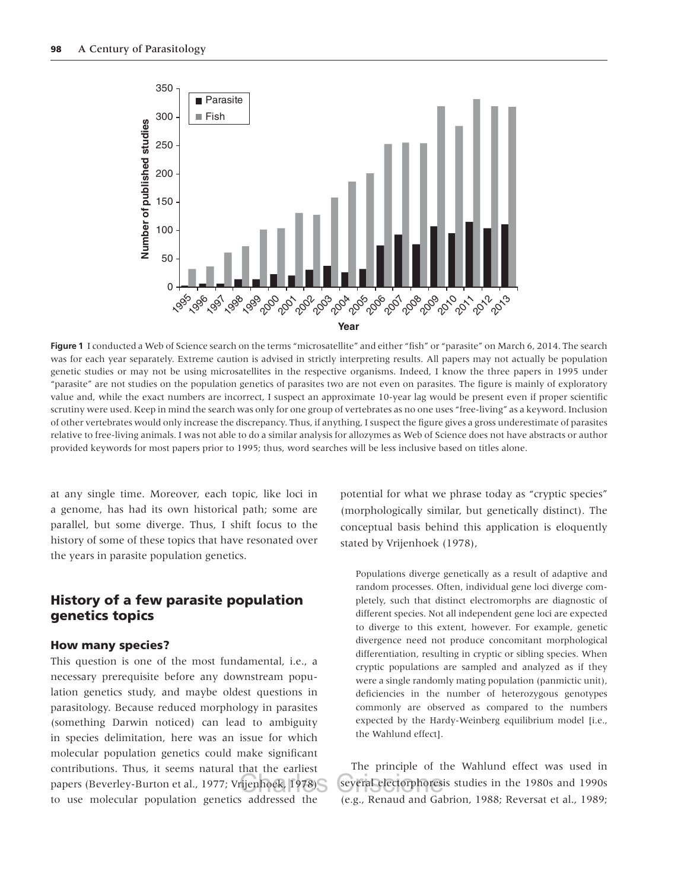**Figure 1** I conducted a Web of Science search on the terms "microsatellite" and either "fish" or "parasite" on March 6, 2014. The search was for each year separately. Extreme caution is advised in strictly interpreting results. All papers may not actually be population genetic studies or may not be using microsatellites in the respective organisms. Indeed, I know the three papers in 1995 under "parasite" are not studies on the population genetics of parasites two are not even on parasites. The figure is mainly of exploratory value and, while the exact numbers are incorrect, I suspect an approximate 10-year lag would be present even if proper scientific scrutiny were used. Keep in mind the search was only for one group of vertebrates as no one uses "free-living" as a keyword. Inclusion of other vertebrates would only increase the discrepancy. Thus, if anything, I suspect the figure gives a gross underestimate of parasites relative to free-living animals. I was not able to do a similar analysis for allozymes as Web of Science does not have abstracts or author provided keywords for most papers prior to 1995; thus, word searches will be less inclusive based on titles alone.

at any single time. Moreover, each topic, like loci in a genome, has had its own historical path; some are parallel, but some diverge. Thus, I shift focus to the history of some of these topics that have resonated over the years in parasite population genetics.

## History of a few parasite population genetics topics

### How many species?

This question is one of the most fundamental, i.e., a necessary prerequisite before any downstream population genetics study, and maybe oldest questions in parasitology. Because reduced morphology in parasites (something Darwin noticed) can lead to ambiguity in species delimitation, here was an issue for which molecular population genetics could make significant contributions. Thus, it seems natural that the earliest papers (Beverley-Burton et al., 1977; Vrijenhoek, 1978) to use molecular population genetics addressed the potential for what we phrase today as "cryptic species" (morphologically similar, but genetically distinct). The conceptual basis behind this application is eloquently stated by Vrijenhoek (1978),

> Populations diverge genetically as a result of adaptive and random processes. Often, individual gene loci diverge completely, such that distinct electromorphs are diagnostic of different species. Not all independent gene loci are expected to diverge to this extent, however. For example, genetic divergence need not produce concomitant morphological differentiation, resulting in cryptic or sibling species. When cryptic populations are sampled and analyzed as if they were a single randomly mating population (panmictic unit), deficiencies in the number of heterozygous genotypes commonly are observed as compared to the numbers expected by the Hardy-Weinberg equilibrium model [i.e., the Wahlund effect].

The principle of the Wahlund effect was used in several electorphoresis studies in the 1980s and 1990s (e.g., Renaud and Gabrion, 1988; Reversat et al., 1989;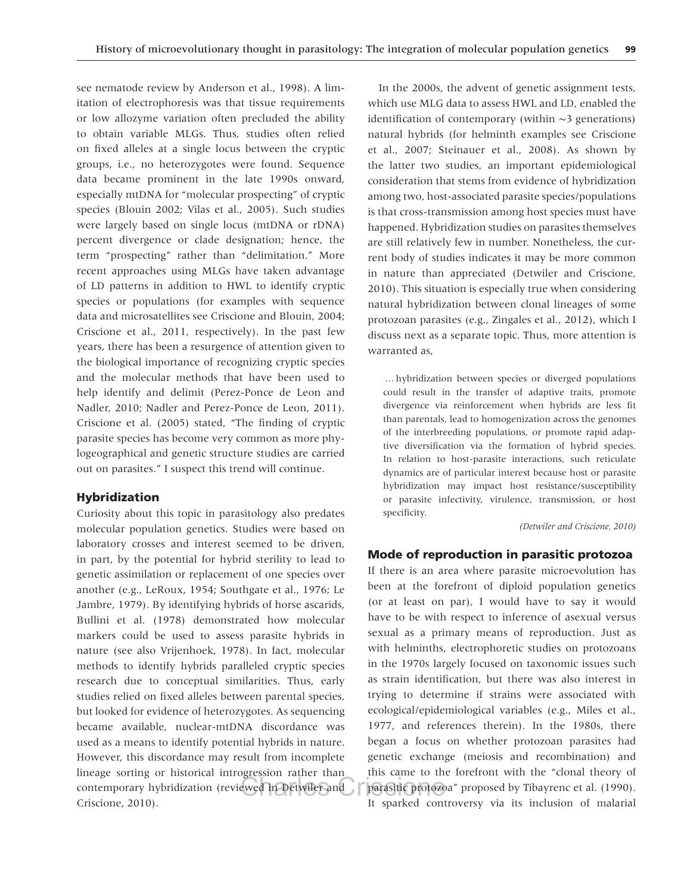see nematode review by Anderson et al., 1998). A limitation of electrophoresis was that tissue requirements or low allozyme variation often precluded the ability to obtain variable MLGs. Thus, studies often relied on fixed alleles at a single locus between the cryptic groups, i.e., no heterozygotes were found. Sequence data became prominent in the late 1990s onward, especially mtDNA for "molecular prospecting" of cryptic species (Blouin 2002; Vilas et al., 2005). Such studies were largely based on single locus (mtDNA or rDNA) percent divergence or clade designation; hence, the term "prospecting" rather than "delimitation." More recent approaches using MLGs have taken advantage of LD patterns in addition to HWL to identify cryptic species or populations (for examples with sequence data and microsatellites see Criscione and Blouin, 2004; Criscione et al., 2011, respectively). In the past few years, there has been a resurgence of attention given to the biological importance of recognizing cryptic species and the molecular methods that have been used to help identify and delimit (Perez-Ponce de Leon and Nadler, 2010; Nadler and Perez-Ponce de Leon, 2011). Criscione et al. (2005) stated, "The finding of cryptic parasite species has become very common as more phylogeographical and genetic structure studies are carried out on parasites." I suspect this trend will continue.

## Hybridization

Curiosity about this topic in parasitology also predates molecular population genetics. Studies were based on laboratory crosses and interest seemed to be driven, in part, by the potential for hybrid sterility to lead to genetic assimilation or replacement of one species over another (e.g., LeRoux, 1954; Southgate et al., 1976; Le Jambre, 1979). By identifying hybrids of horse ascarids, Bullini et al. (1978) demonstrated how molecular markers could be used to assess parasite hybrids in nature (see also Vrijenhoek, 1978). In fact, molecular methods to identify hybrids paralleled cryptic species research due to conceptual similarities. Thus, early studies relied on fixed alleles between parental species, but looked for evidence of heterozygotes. As sequencing became available, nuclear-mtDNA discordance was used as a means to identify potential hybrids in nature. However, this discordance may result from incomplete lineage sorting or historical introgression rather than contemporary hybridization (reviewed in Detwiler and Criscione, 2010).

In the 2000s, the advent of genetic assignment tests, which use MLG data to assess HWL and LD, enabled the identification of contemporary (within ~3 generations) natural hybrids (for helminth examples see Criscione et al., 2007; Steinauer et al., 2008). As shown by the latter two studies, an important epidemiological consideration that stems from evidence of hybridization among two, host-associated parasite species/populations is that cross-transmission among host species must have happened. Hybridization studies on parasites themselves are still relatively few in number. Nonetheless, the current body of studies indicates it may be more common in nature than appreciated (Detwiler and Criscione, 2010). This situation is especially true when considering natural hybridization between clonal lineages of some protozoan parasites (e.g., Zingales et al., 2012), which I discuss next as a separate topic. Thus, more attention is warranted as,

> …hybridization between species or diverged populations could result in the transfer of adaptive traits, promote divergence via reinforcement when hybrids are less fit than parentals, lead to homogenization across the genomes of the interbreeding populations, or promote rapid adaptive diversification via the formation of hybrid species. In relation to host-parasite interactions, such reticulate dynamics are of particular interest because host or parasite hybridization may impact host resistance/susceptibility or parasite infectivity, virulence, transmission, or host specificity.
>
> *(Detwiler and Criscione, 2010)*

## Mode of reproduction in parasitic protozoa

If there is an area where parasite microevolution has been at the forefront of diploid population genetics (or at least on par), I would have to say it would have to be with respect to inference of asexual versus sexual as a primary means of reproduction. Just as with helminths, electrophoretic studies on protozoans in the 1970s largely focused on taxonomic issues such as strain identification, but there was also interest in trying to determine if strains were associated with ecological/epidemiological variables (e.g., Miles et al., 1977, and references therein). In the 1980s, there began a focus on whether protozoan parasites had genetic exchange (meiosis and recombination) and this came to the forefront with the "clonal theory of parasitic protozoa" proposed by Tibayrenc et al. (1990). It sparked controversy via its inclusion of malarial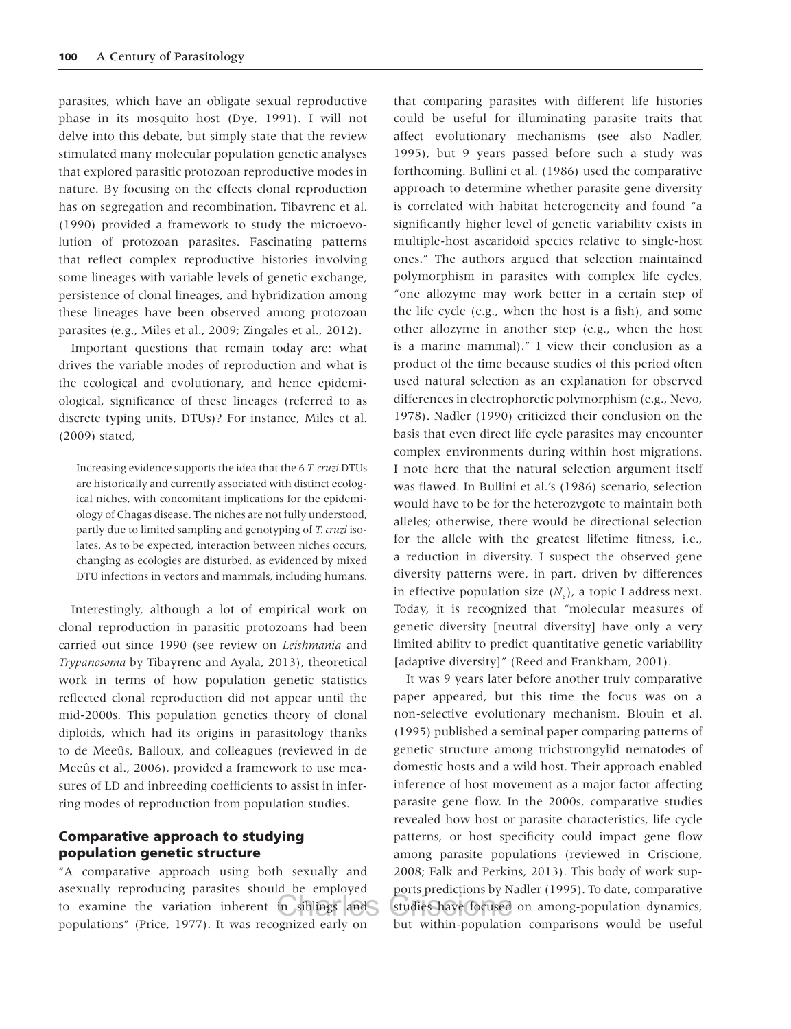parasites, which have an obligate sexual reproductive phase in its mosquito host (Dye, 1991). I will not delve into this debate, but simply state that the review stimulated many molecular population genetic analyses that explored parasitic protozoan reproductive modes in nature. By focusing on the effects clonal reproduction has on segregation and recombination, Tibayrenc et al. (1990) provided a framework to study the microevolution of protozoan parasites. Fascinating patterns that reflect complex reproductive histories involving some lineages with variable levels of genetic exchange, persistence of clonal lineages, and hybridization among these lineages have been observed among protozoan parasites (e.g., Miles et al., 2009; Zingales et al., 2012).

Important questions that remain today are: what drives the variable modes of reproduction and what is the ecological and evolutionary, and hence epidemiological, significance of these lineages (referred to as discrete typing units, DTUs)? For instance, Miles et al. (2009) stated,

> Increasing evidence supports the idea that the 6 *T. cruzi* DTUs are historically and currently associated with distinct ecological niches, with concomitant implications for the epidemiology of Chagas disease. The niches are not fully understood, partly due to limited sampling and genotyping of *T. cruzi* isolates. As to be expected, interaction between niches occurs, changing as ecologies are disturbed, as evidenced by mixed DTU infections in vectors and mammals, including humans.

Interestingly, although a lot of empirical work on clonal reproduction in parasitic protozoans had been carried out since 1990 (see review on *Leishmania* and *Trypanosoma* by Tibayrenc and Ayala, 2013), theoretical work in terms of how population genetic statistics reflected clonal reproduction did not appear until the mid-2000s. This population genetics theory of clonal diploids, which had its origins in parasitology thanks to de Meeûs, Balloux, and colleagues (reviewed in de Meeûs et al., 2006), provided a framework to use measures of LD and inbreeding coefficients to assist in inferring modes of reproduction from population studies.

## Comparative approach to studying population genetic structure

"A comparative approach using both sexually and asexually reproducing parasites should be employed to examine the variation inherent in siblings and populations" (Price, 1977). It was recognized early on that comparing parasites with different life histories could be useful for illuminating parasite traits that affect evolutionary mechanisms (see also Nadler, 1995), but 9 years passed before such a study was forthcoming. Bullini et al. (1986) used the comparative approach to determine whether parasite gene diversity is correlated with habitat heterogeneity and found "a significantly higher level of genetic variability exists in multiple-host ascaridoid species relative to single-host ones." The authors argued that selection maintained polymorphism in parasites with complex life cycles, "one allozyme may work better in a certain step of the life cycle (e.g., when the host is a fish), and some other allozyme in another step (e.g., when the host is a marine mammal)." I view their conclusion as a product of the time because studies of this period often used natural selection as an explanation for observed differences in electrophoretic polymorphism (e.g., Nevo, 1978). Nadler (1990) criticized their conclusion on the basis that even direct life cycle parasites may encounter complex environments during within host migrations. I note here that the natural selection argument itself was flawed. In Bullini et al.'s (1986) scenario, selection would have to be for the heterozygote to maintain both alleles; otherwise, there would be directional selection for the allele with the greatest lifetime fitness, i.e., a reduction in diversity. I suspect the observed gene diversity patterns were, in part, driven by differences in effective population size ($N_e$), a topic I address next. Today, it is recognized that "molecular measures of genetic diversity [neutral diversity] have only a very limited ability to predict quantitative genetic variability [adaptive diversity]" (Reed and Frankham, 2001).

It was 9 years later before another truly comparative paper appeared, but this time the focus was on a non-selective evolutionary mechanism. Blouin et al. (1995) published a seminal paper comparing patterns of genetic structure among trichstrongylid nematodes of domestic hosts and a wild host. Their approach enabled inference of host movement as a major factor affecting parasite gene flow. In the 2000s, comparative studies revealed how host or parasite characteristics, life cycle patterns, or host specificity could impact gene flow among parasite populations (reviewed in Criscione, 2008; Falk and Perkins, 2013). This body of work supports predictions by Nadler (1995). To date, comparative studies have focused on among-population dynamics, but within-population comparisons would be useful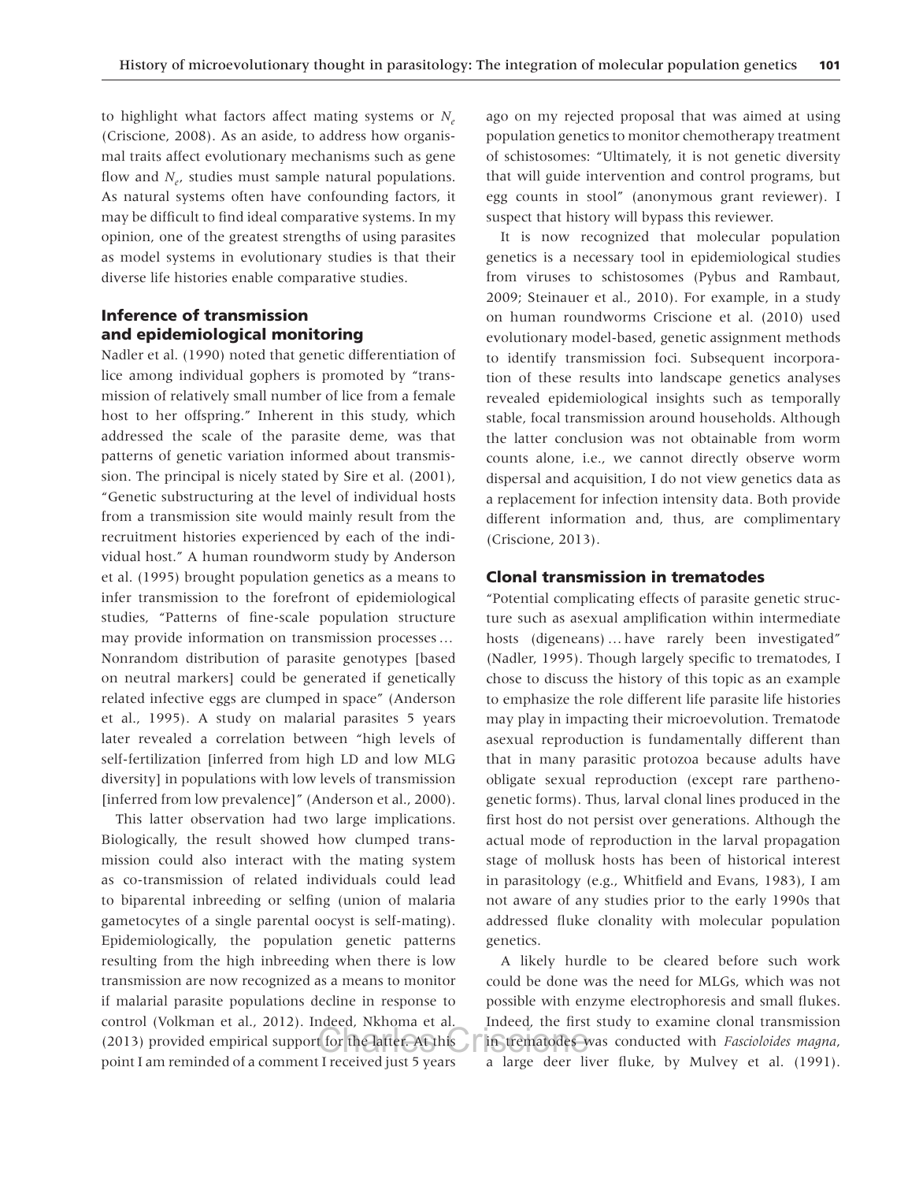to highlight what factors affect mating systems or $N_e$ (Criscione, 2008). As an aside, to address how organismal traits affect evolutionary mechanisms such as gene flow and $N_e$, studies must sample natural populations. As natural systems often have confounding factors, it may be difficult to find ideal comparative systems. In my opinion, one of the greatest strengths of using parasites as model systems in evolutionary studies is that their diverse life histories enable comparative studies.

### Inference of transmission and epidemiological monitoring

Nadler et al. (1990) noted that genetic differentiation of lice among individual gophers is promoted by "transmission of relatively small number of lice from a female host to her offspring." Inherent in this study, which addressed the scale of the parasite deme, was that patterns of genetic variation informed about transmission. The principal is nicely stated by Sire et al. (2001), "Genetic substructuring at the level of individual hosts from a transmission site would mainly result from the recruitment histories experienced by each of the individual host." A human roundworm study by Anderson et al. (1995) brought population genetics as a means to infer transmission to the forefront of epidemiological studies, "Patterns of fine-scale population structure may provide information on transmission processes … Nonrandom distribution of parasite genotypes [based on neutral markers] could be generated if genetically related infective eggs are clumped in space" (Anderson et al., 1995). A study on malarial parasites 5 years later revealed a correlation between "high levels of self-fertilization [inferred from high LD and low MLG diversity] in populations with low levels of transmission [inferred from low prevalence]" (Anderson et al., 2000).

This latter observation had two large implications. Biologically, the result showed how clumped transmission could also interact with the mating system as co-transmission of related individuals could lead to biparental inbreeding or selfing (union of malaria gametocytes of a single parental oocyst is self-mating). Epidemiologically, the population genetic patterns resulting from the high inbreeding when there is low transmission are now recognized as a means to monitor if malarial parasite populations decline in response to control (Volkman et al., 2012). Indeed, Nkhoma et al. (2013) provided empirical support for the latter. At this point I am reminded of a comment I received just 5 years ago on my rejected proposal that was aimed at using population genetics to monitor chemotherapy treatment of schistosomes: "Ultimately, it is not genetic diversity that will guide intervention and control programs, but egg counts in stool" (anonymous grant reviewer). I suspect that history will bypass this reviewer.

It is now recognized that molecular population genetics is a necessary tool in epidemiological studies from viruses to schistosomes (Pybus and Rambaut, 2009; Steinauer et al., 2010). For example, in a study on human roundworms Criscione et al. (2010) used evolutionary model-based, genetic assignment methods to identify transmission foci. Subsequent incorporation of these results into landscape genetics analyses revealed epidemiological insights such as temporally stable, focal transmission around households. Although the latter conclusion was not obtainable from worm counts alone, i.e., we cannot directly observe worm dispersal and acquisition, I do not view genetics data as a replacement for infection intensity data. Both provide different information and, thus, are complimentary (Criscione, 2013).

### Clonal transmission in trematodes

"Potential complicating effects of parasite genetic structure such as asexual amplification within intermediate hosts (digeneans) … have rarely been investigated" (Nadler, 1995). Though largely specific to trematodes, I chose to discuss the history of this topic as an example to emphasize the role different life parasite life histories may play in impacting their microevolution. Trematode asexual reproduction is fundamentally different than that in many parasitic protozoa because adults have obligate sexual reproduction (except rare parthenogenetic forms). Thus, larval clonal lines produced in the first host do not persist over generations. Although the actual mode of reproduction in the larval propagation stage of mollusk hosts has been of historical interest in parasitology (e.g., Whitfield and Evans, 1983), I am not aware of any studies prior to the early 1990s that addressed fluke clonality with molecular population genetics.

A likely hurdle to be cleared before such work could be done was the need for MLGs, which was not possible with enzyme electrophoresis and small flukes. Indeed, the first study to examine clonal transmission in trematodes was conducted with *Fascioloides magna*, a large deer liver fluke, by Mulvey et al. (1991).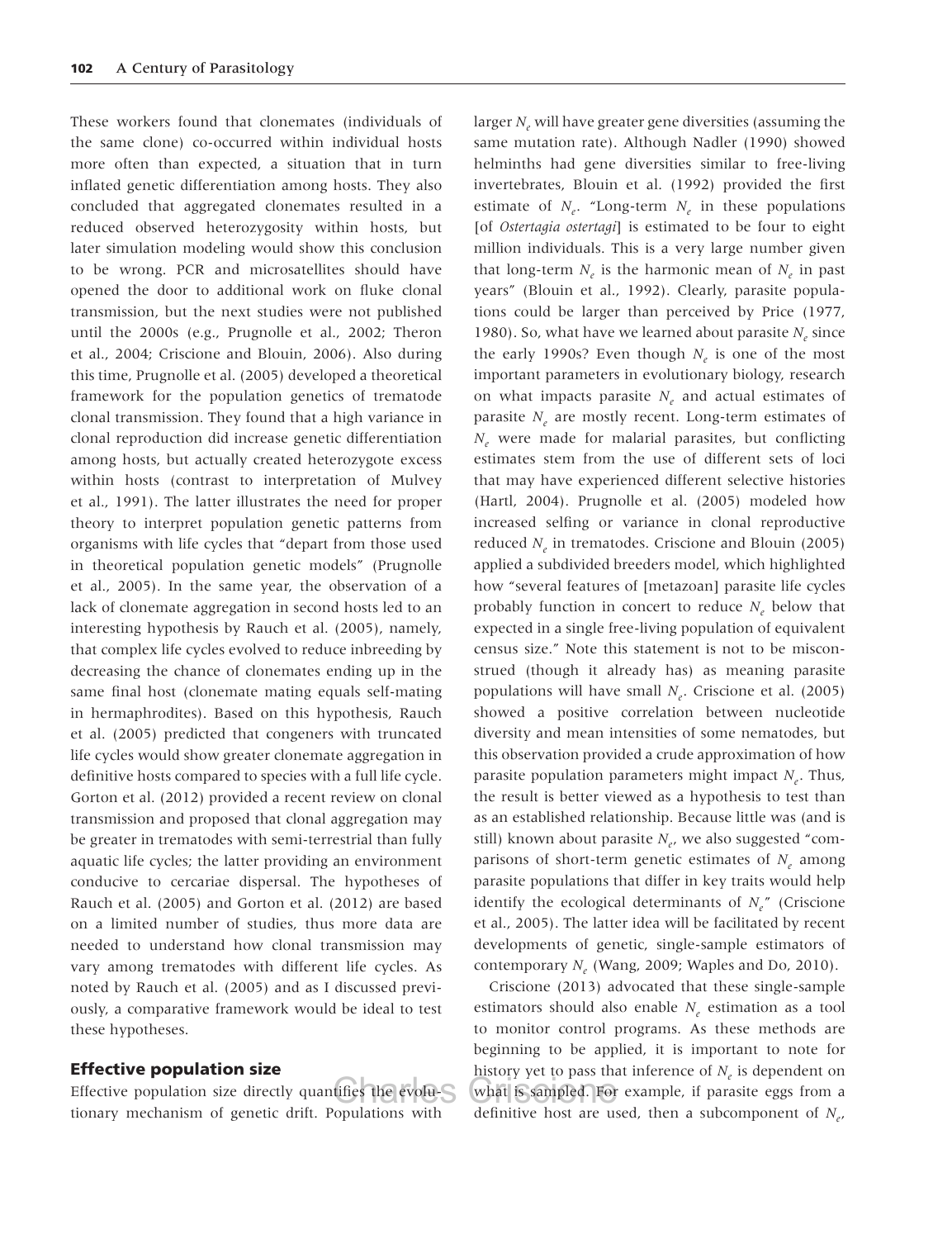These workers found that clonemates (individuals of the same clone) co-occurred within individual hosts more often than expected, a situation that in turn inflated genetic differentiation among hosts. They also concluded that aggregated clonemates resulted in a reduced observed heterozygosity within hosts, but later simulation modeling would show this conclusion to be wrong. PCR and microsatellites should have opened the door to additional work on fluke clonal transmission, but the next studies were not published until the 2000s (e.g., Prugnolle et al., 2002; Theron et al., 2004; Criscione and Blouin, 2006). Also during this time, Prugnolle et al. (2005) developed a theoretical framework for the population genetics of trematode clonal transmission. They found that a high variance in clonal reproduction did increase genetic differentiation among hosts, but actually created heterozygote excess within hosts (contrast to interpretation of Mulvey et al., 1991). The latter illustrates the need for proper theory to interpret population genetic patterns from organisms with life cycles that "depart from those used in theoretical population genetic models" (Prugnolle et al., 2005). In the same year, the observation of a lack of clonemate aggregation in second hosts led to an interesting hypothesis by Rauch et al. (2005), namely, that complex life cycles evolved to reduce inbreeding by decreasing the chance of clonemates ending up in the same final host (clonemate mating equals self-mating in hermaphrodites). Based on this hypothesis, Rauch et al. (2005) predicted that congeners with truncated life cycles would show greater clonemate aggregation in definitive hosts compared to species with a full life cycle. Gorton et al. (2012) provided a recent review on clonal transmission and proposed that clonal aggregation may be greater in trematodes with semi-terrestrial than fully aquatic life cycles; the latter providing an environment conducive to cercariae dispersal. The hypotheses of Rauch et al. (2005) and Gorton et al. (2012) are based on a limited number of studies, thus more data are needed to understand how clonal transmission may vary among trematodes with different life cycles. As noted by Rauch et al. (2005) and as I discussed previously, a comparative framework would be ideal to test these hypotheses.

## Effective population size

Effective population size directly quantifies the evolutionary mechanism of genetic drift. Populations with larger $N_e$ will have greater gene diversities (assuming the same mutation rate). Although Nadler (1990) showed helminths had gene diversities similar to free-living invertebrates, Blouin et al. (1992) provided the first estimate of $N_e$. "Long-term $N_e$ in these populations [of *Ostertagia ostertagi*] is estimated to be four to eight million individuals. This is a very large number given that long-term $N_e$ is the harmonic mean of $N_e$ in past years" (Blouin et al., 1992). Clearly, parasite populations could be larger than perceived by Price (1977, 1980). So, what have we learned about parasite $N_e$ since the early 1990s? Even though $N_e$ is one of the most important parameters in evolutionary biology, research on what impacts parasite $N_e$ and actual estimates of parasite $N_e$ are mostly recent. Long-term estimates of $N_e$ were made for malarial parasites, but conflicting estimates stem from the use of different sets of loci that may have experienced different selective histories (Hartl, 2004). Prugnolle et al. (2005) modeled how increased selfing or variance in clonal reproductive reduced $N_e$ in trematodes. Criscione and Blouin (2005) applied a subdivided breeders model, which highlighted how "several features of [metazoan] parasite life cycles probably function in concert to reduce $N_e$ below that expected in a single free-living population of equivalent census size." Note this statement is not to be misconstrued (though it already has) as meaning parasite populations will have small $N_e$. Criscione et al. (2005) showed a positive correlation between nucleotide diversity and mean intensities of some nematodes, but this observation provided a crude approximation of how parasite population parameters might impact $N_e$. Thus, the result is better viewed as a hypothesis to test than as an established relationship. Because little was (and is still) known about parasite $N_e$, we also suggested "comparisons of short-term genetic estimates of $N_e$ among parasite populations that differ in key traits would help identify the ecological determinants of $N_e$" (Criscione et al., 2005). The latter idea will be facilitated by recent developments of genetic, single-sample estimators of contemporary $N_e$ (Wang, 2009; Waples and Do, 2010).

Criscione (2013) advocated that these single-sample estimators should also enable $N_e$ estimation as a tool to monitor control programs. As these methods are beginning to be applied, it is important to note for history yet to pass that inference of $N_e$ is dependent on what is sampled. For example, if parasite eggs from a definitive host are used, then a subcomponent of $N_e$,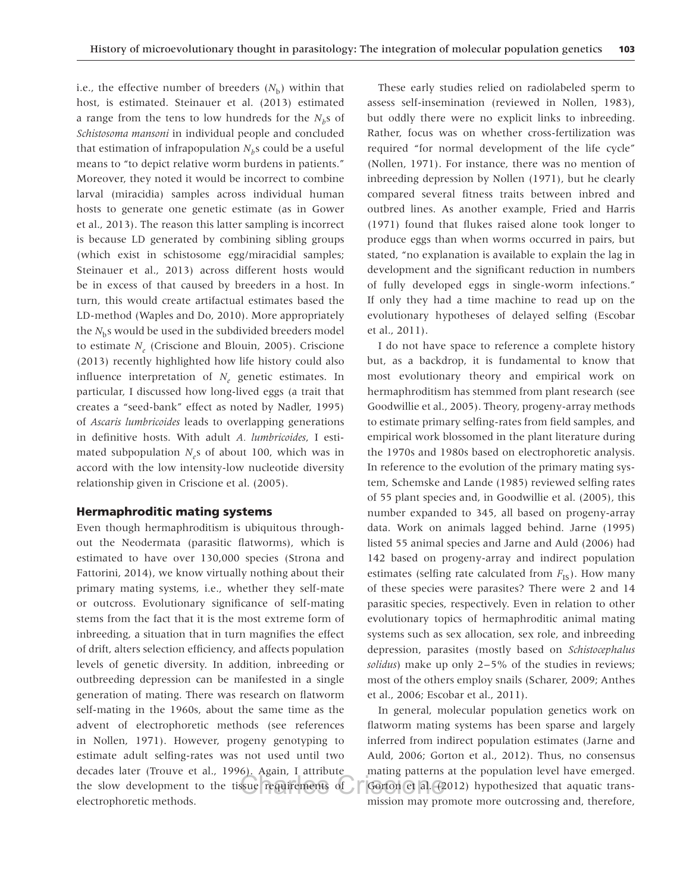i.e., the effective number of breeders ($N_b$) within that host, is estimated. Steinauer et al. (2013) estimated a range from the tens to low hundreds for the $N_b$s of *Schistosoma mansoni* in individual people and concluded that estimation of infrapopulation $N_b$s could be a useful means to "to depict relative worm burdens in patients." Moreover, they noted it would be incorrect to combine larval (miracidia) samples across individual human hosts to generate one genetic estimate (as in Gower et al., 2013). The reason this latter sampling is incorrect is because LD generated by combining sibling groups (which exist in schistosome egg/miracidial samples; Steinauer et al., 2013) across different hosts would be in excess of that caused by breeders in a host. In turn, this would create artifactual estimates based the LD-method (Waples and Do, 2010). More appropriately the $N_b$s would be used in the subdivided breeders model to estimate $N_e$ (Criscione and Blouin, 2005). Criscione (2013) recently highlighted how life history could also influence interpretation of $N_e$ genetic estimates. In particular, I discussed how long-lived eggs (a trait that creates a "seed-bank" effect as noted by Nadler, 1995) of *Ascaris lumbricoides* leads to overlapping generations in definitive hosts. With adult *A. lumbricoides*, I estimated subpopulation $N_e$s of about 100, which was in accord with the low intensity-low nucleotide diversity relationship given in Criscione et al. (2005).

## Hermaphroditic mating systems

Even though hermaphroditism is ubiquitous throughout the Neodermata (parasitic flatworms), which is estimated to have over 130,000 species (Strona and Fattorini, 2014), we know virtually nothing about their primary mating systems, i.e., whether they self-mate or outcross. Evolutionary significance of self-mating stems from the fact that it is the most extreme form of inbreeding, a situation that in turn magnifies the effect of drift, alters selection efficiency, and affects population levels of genetic diversity. In addition, inbreeding or outbreeding depression can be manifested in a single generation of mating. There was research on flatworm self-mating in the 1960s, about the same time as the advent of electrophoretic methods (see references in Nollen, 1971). However, progeny genotyping to estimate adult selfing-rates was not used until two decades later (Trouve et al., 1996). Again, I attribute the slow development to the tissue requirements of electrophoretic methods.

These early studies relied on radiolabeled sperm to assess self-insemination (reviewed in Nollen, 1983), but oddly there were no explicit links to inbreeding. Rather, focus was on whether cross-fertilization was required "for normal development of the life cycle" (Nollen, 1971). For instance, there was no mention of inbreeding depression by Nollen (1971), but he clearly compared several fitness traits between inbred and outbred lines. As another example, Fried and Harris (1971) found that flukes raised alone took longer to produce eggs than when worms occurred in pairs, but stated, "no explanation is available to explain the lag in development and the significant reduction in numbers of fully developed eggs in single-worm infections." If only they had a time machine to read up on the evolutionary hypotheses of delayed selfing (Escobar et al., 2011).

I do not have space to reference a complete history but, as a backdrop, it is fundamental to know that most evolutionary theory and empirical work on hermaphroditism has stemmed from plant research (see Goodwillie et al., 2005). Theory, progeny-array methods to estimate primary selfing-rates from field samples, and empirical work blossomed in the plant literature during the 1970s and 1980s based on electrophoretic analysis. In reference to the evolution of the primary mating system, Schemske and Lande (1985) reviewed selfing rates of 55 plant species and, in Goodwillie et al. (2005), this number expanded to 345, all based on progeny-array data. Work on animals lagged behind. Jarne (1995) listed 55 animal species and Jarne and Auld (2006) had 142 based on progeny-array and indirect population estimates (selfing rate calculated from $F_{IS}$). How many of these species were parasites? There were 2 and 14 parasitic species, respectively. Even in relation to other evolutionary topics of hermaphroditic animal mating systems such as sex allocation, sex role, and inbreeding depression, parasites (mostly based on *Schistocephalus solidus*) make up only 2–5% of the studies in reviews; most of the others employ snails (Scharer, 2009; Anthes et al., 2006; Escobar et al., 2011).

In general, molecular population genetics work on flatworm mating systems has been sparse and largely inferred from indirect population estimates (Jarne and Auld, 2006; Gorton et al., 2012). Thus, no consensus mating patterns at the population level have emerged. Gorton et al. (2012) hypothesized that aquatic transmission may promote more outcrossing and, therefore,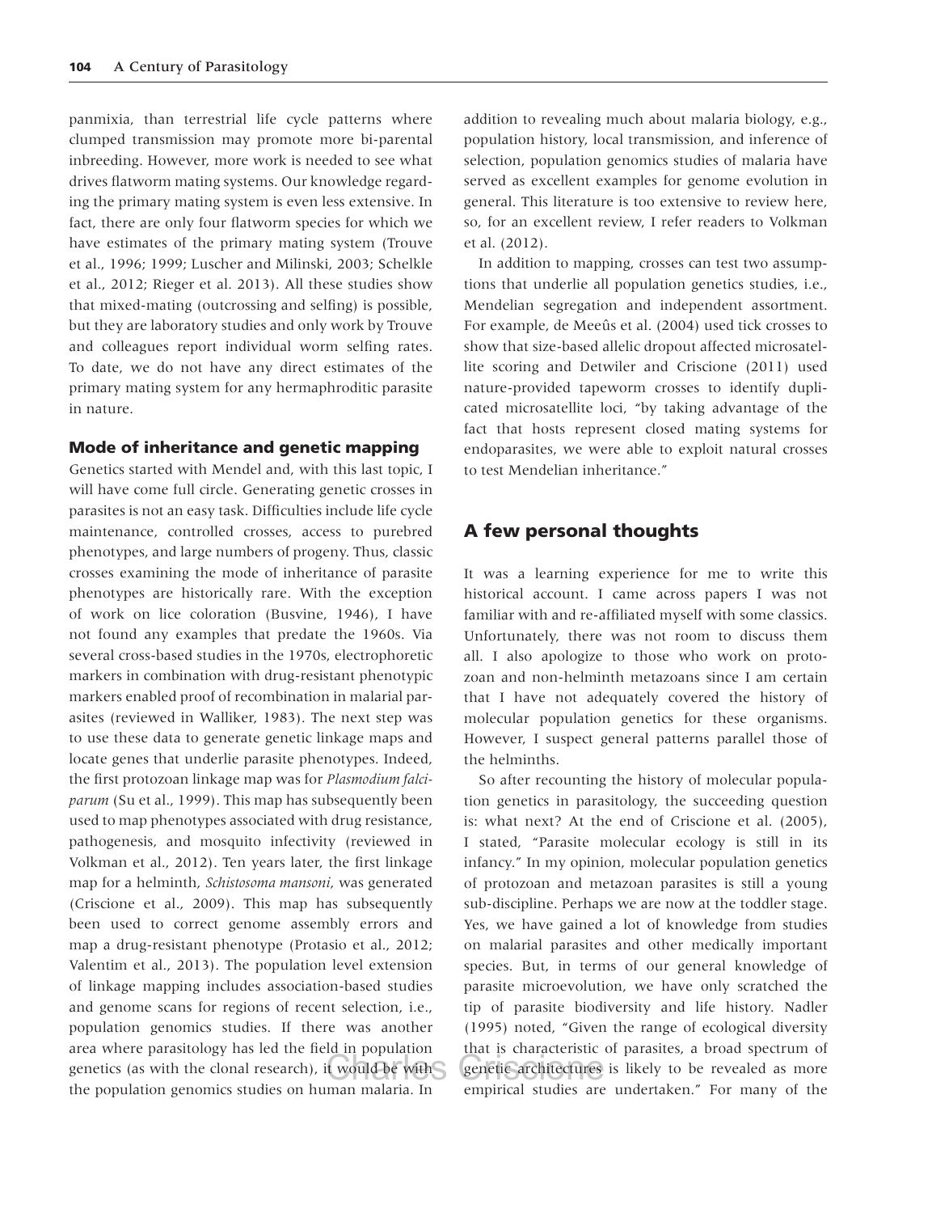panmixia, than terrestrial life cycle patterns where clumped transmission may promote more bi-parental inbreeding. However, more work is needed to see what drives flatworm mating systems. Our knowledge regarding the primary mating system is even less extensive. In fact, there are only four flatworm species for which we have estimates of the primary mating system (Trouve et al., 1996; 1999; Luscher and Milinski, 2003; Schelkle et al., 2012; Rieger et al. 2013). All these studies show that mixed-mating (outcrossing and selfing) is possible, but they are laboratory studies and only work by Trouve and colleagues report individual worm selfing rates. To date, we do not have any direct estimates of the primary mating system for any hermaphroditic parasite in nature.

### Mode of inheritance and genetic mapping

Genetics started with Mendel and, with this last topic, I will have come full circle. Generating genetic crosses in parasites is not an easy task. Difficulties include life cycle maintenance, controlled crosses, access to purebred phenotypes, and large numbers of progeny. Thus, classic crosses examining the mode of inheritance of parasite phenotypes are historically rare. With the exception of work on lice coloration (Busvine, 1946), I have not found any examples that predate the 1960s. Via several cross-based studies in the 1970s, electrophoretic markers in combination with drug-resistant phenotypic markers enabled proof of recombination in malarial parasites (reviewed in Walliker, 1983). The next step was to use these data to generate genetic linkage maps and locate genes that underlie parasite phenotypes. Indeed, the first protozoan linkage map was for *Plasmodium falciparum* (Su et al., 1999). This map has subsequently been used to map phenotypes associated with drug resistance, pathogenesis, and mosquito infectivity (reviewed in Volkman et al., 2012). Ten years later, the first linkage map for a helminth, *Schistosoma mansoni*, was generated (Criscione et al., 2009). This map has subsequently been used to correct genome assembly errors and map a drug-resistant phenotype (Protasio et al., 2012; Valentim et al., 2013). The population level extension of linkage mapping includes association-based studies and genome scans for regions of recent selection, i.e., population genomics studies. If there was another area where parasitology has led the field in population genetics (as with the clonal research), it would be with the population genomics studies on human malaria. In addition to revealing much about malaria biology, e.g., population history, local transmission, and inference of selection, population genomics studies of malaria have served as excellent examples for genome evolution in general. This literature is too extensive to review here, so, for an excellent review, I refer readers to Volkman et al. (2012).

In addition to mapping, crosses can test two assumptions that underlie all population genetics studies, i.e., Mendelian segregation and independent assortment. For example, de Meeûs et al. (2004) used tick crosses to show that size-based allelic dropout affected microsatellite scoring and Detwiler and Criscione (2011) used nature-provided tapeworm crosses to identify duplicated microsatellite loci, "by taking advantage of the fact that hosts represent closed mating systems for endoparasites, we were able to exploit natural crosses to test Mendelian inheritance."

## A few personal thoughts

It was a learning experience for me to write this historical account. I came across papers I was not familiar with and re-affiliated myself with some classics. Unfortunately, there was not room to discuss them all. I also apologize to those who work on protozoan and non-helminth metazoans since I am certain that I have not adequately covered the history of molecular population genetics for these organisms. However, I suspect general patterns parallel those of the helminths.

So after recounting the history of molecular population genetics in parasitology, the succeeding question is: what next? At the end of Criscione et al. (2005), I stated, "Parasite molecular ecology is still in its infancy." In my opinion, molecular population genetics of protozoan and metazoan parasites is still a young sub-discipline. Perhaps we are now at the toddler stage. Yes, we have gained a lot of knowledge from studies on malarial parasites and other medically important species. But, in terms of our general knowledge of parasite microevolution, we have only scratched the tip of parasite biodiversity and life history. Nadler (1995) noted, "Given the range of ecological diversity that is characteristic of parasites, a broad spectrum of genetic architectures is likely to be revealed as more empirical studies are undertaken." For many of the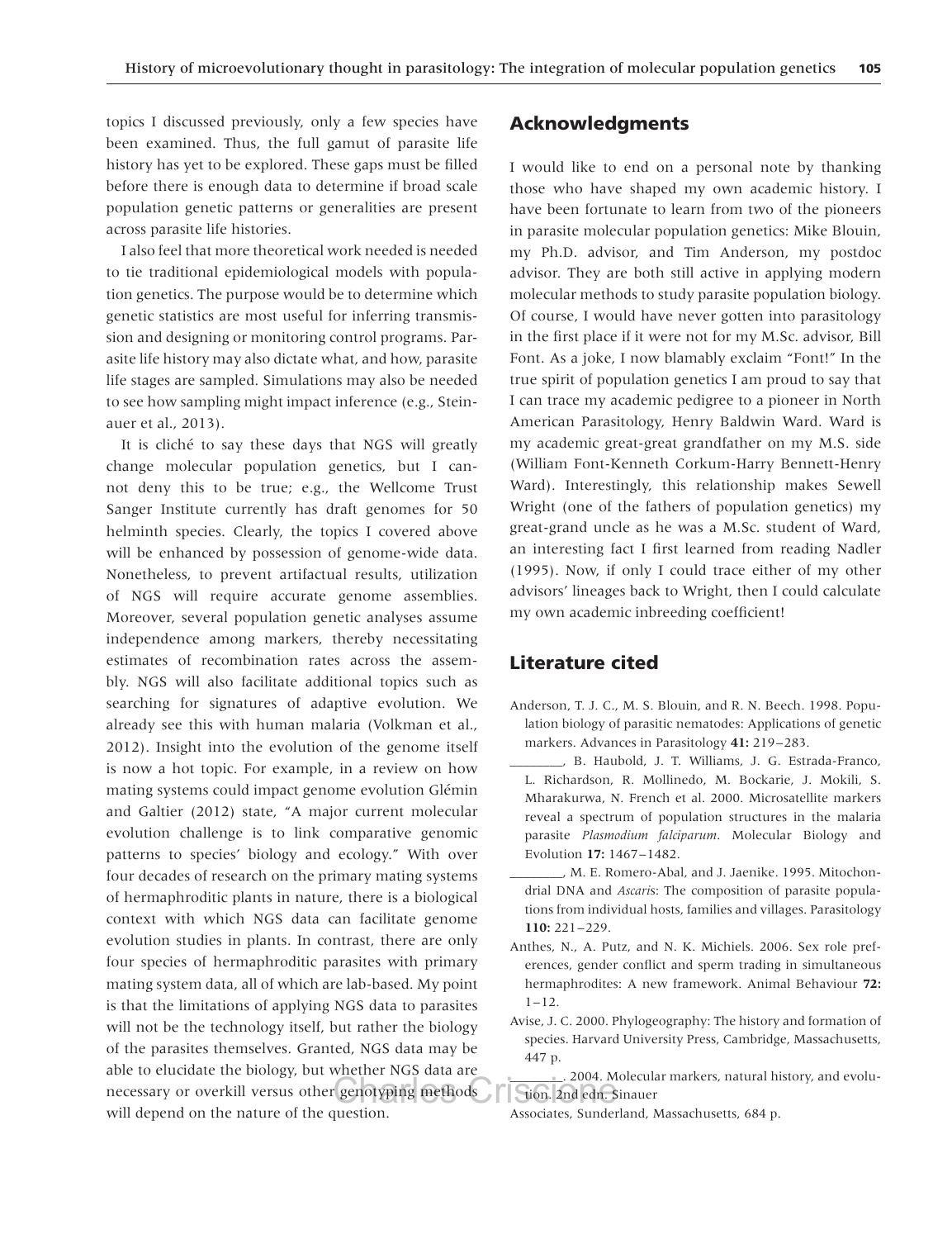topics I discussed previously, only a few species have been examined. Thus, the full gamut of parasite life history has yet to be explored. These gaps must be filled before there is enough data to determine if broad scale population genetic patterns or generalities are present across parasite life histories.

I also feel that more theoretical work needed is needed to tie traditional epidemiological models with population genetics. The purpose would be to determine which genetic statistics are most useful for inferring transmission and designing or monitoring control programs. Parasite life history may also dictate what, and how, parasite life stages are sampled. Simulations may also be needed to see how sampling might impact inference (e.g., Steinauer et al., 2013).

It is cliché to say these days that NGS will greatly change molecular population genetics, but I cannot deny this to be true; e.g., the Wellcome Trust Sanger Institute currently has draft genomes for 50 helminth species. Clearly, the topics I covered above will be enhanced by possession of genome-wide data. Nonetheless, to prevent artifactual results, utilization of NGS will require accurate genome assemblies. Moreover, several population genetic analyses assume independence among markers, thereby necessitating estimates of recombination rates across the assembly. NGS will also facilitate additional topics such as searching for signatures of adaptive evolution. We already see this with human malaria (Volkman et al., 2012). Insight into the evolution of the genome itself is now a hot topic. For example, in a review on how mating systems could impact genome evolution Glémin and Galtier (2012) state, "A major current molecular evolution challenge is to link comparative genomic patterns to species' biology and ecology." With over four decades of research on the primary mating systems of hermaphroditic plants in nature, there is a biological context with which NGS data can facilitate genome evolution studies in plants. In contrast, there are only four species of hermaphroditic parasites with primary mating system data, all of which are lab-based. My point is that the limitations of applying NGS data to parasites will not be the technology itself, but rather the biology of the parasites themselves. Granted, NGS data may be able to elucidate the biology, but whether NGS data are necessary or overkill versus other genotyping methods will depend on the nature of the question.

## Acknowledgments

I would like to end on a personal note by thanking those who have shaped my own academic history. I have been fortunate to learn from two of the pioneers in parasite molecular population genetics: Mike Blouin, my Ph.D. advisor, and Tim Anderson, my postdoc advisor. They are both still active in applying modern molecular methods to study parasite population biology. Of course, I would have never gotten into parasitology in the first place if it were not for my M.Sc. advisor, Bill Font. As a joke, I now blamably exclaim "Font!" In the true spirit of population genetics I am proud to say that I can trace my academic pedigree to a pioneer in North American Parasitology, Henry Baldwin Ward. Ward is my academic great-great grandfather on my M.S. side (William Font-Kenneth Corkum-Harry Bennett-Henry Ward). Interestingly, this relationship makes Sewell Wright (one of the fathers of population genetics) my great-grand uncle as he was a M.Sc. student of Ward, an interesting fact I first learned from reading Nadler (1995). Now, if only I could trace either of my other advisors' lineages back to Wright, then I could calculate my own academic inbreeding coefficient!

## Literature cited

Anderson, T. J. C., M. S. Blouin, and R. N. Beech. 1998. Population biology of parasitic nematodes: Applications of genetic markers. Advances in Parasitology **41:** 219–283.

________, B. Haubold, J. T. Williams, J. G. Estrada-Franco, L. Richardson, R. Mollinedo, M. Bockarie, J. Mokili, S. Mharakurwa, N. French et al. 2000. Microsatellite markers reveal a spectrum of population structures in the malaria parasite *Plasmodium falciparum*. Molecular Biology and Evolution **17:** 1467–1482.

________, M. E. Romero-Abal, and J. Jaenike. 1995. Mitochondrial DNA and *Ascaris*: The composition of parasite populations from individual hosts, families and villages. Parasitology **110:** 221–229.

Anthes, N., A. Putz, and N. K. Michiels. 2006. Sex role preferences, gender conflict and sperm trading in simultaneous hermaphrodites: A new framework. Animal Behaviour **72:** 1–12.

Avise, J. C. 2000. Phylogeography: The history and formation of species. Harvard University Press, Cambridge, Massachusetts, 447 p.

________. 2004. Molecular markers, natural history, and evolution. 2nd edn. Sinauer Associates, Sunderland, Massachusetts, 684 p.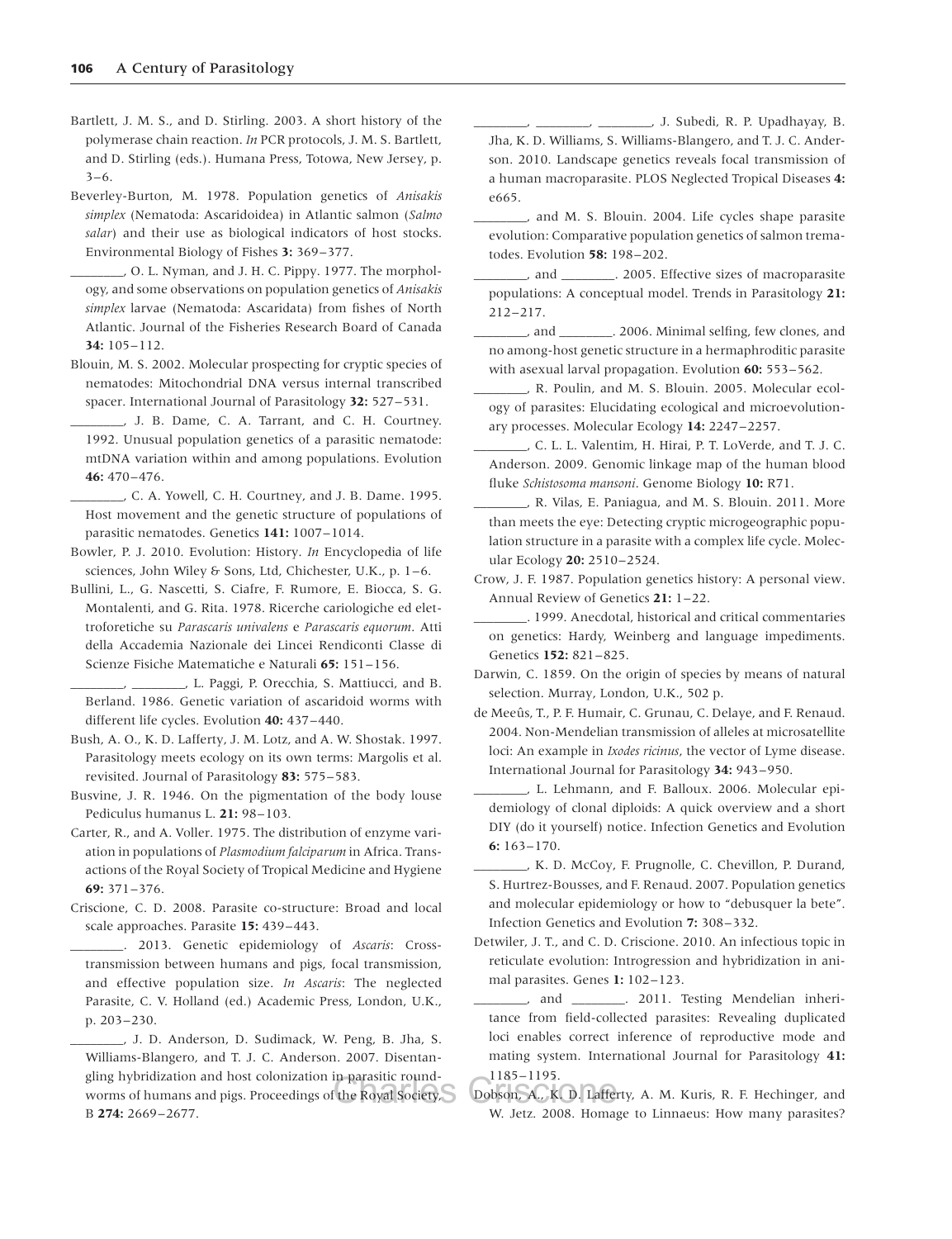Bartlett, J. M. S., and D. Stirling. 2003. A short history of the polymerase chain reaction. *In* PCR protocols, J. M. S. Bartlett, and D. Stirling (eds.). Humana Press, Totowa, New Jersey, p. 3–6.

Beverley-Burton, M. 1978. Population genetics of *Anisakis simplex* (Nematoda: Ascaridoidea) in Atlantic salmon (*Salmo salar*) and their use as biological indicators of host stocks. Environmental Biology of Fishes **3:** 369–377.

________, O. L. Nyman, and J. H. C. Pippy. 1977. The morphology, and some observations on population genetics of *Anisakis simplex* larvae (Nematoda: Ascaridata) from fishes of North Atlantic. Journal of the Fisheries Research Board of Canada **34:** 105–112.

Blouin, M. S. 2002. Molecular prospecting for cryptic species of nematodes: Mitochondrial DNA versus internal transcribed spacer. International Journal of Parasitology **32:** 527–531.

________, J. B. Dame, C. A. Tarrant, and C. H. Courtney. 1992. Unusual population genetics of a parasitic nematode: mtDNA variation within and among populations. Evolution **46:** 470–476.

________, C. A. Yowell, C. H. Courtney, and J. B. Dame. 1995. Host movement and the genetic structure of populations of parasitic nematodes. Genetics **141:** 1007–1014.

Bowler, P. J. 2010. Evolution: History. *In* Encyclopedia of life sciences, John Wiley & Sons, Ltd, Chichester, U.K., p. 1–6.

Bullini, L., G. Nascetti, S. Ciafre, F. Rumore, E. Biocca, S. G. Montalenti, and G. Rita. 1978. Ricerche cariologiche ed elettroforetiche su *Parascaris univalens* e *Parascaris equorum*. Atti della Accademia Nazionale dei Lincei Rendiconti Classe di Scienze Fisiche Matematiche e Naturali **65:** 151–156.

________, ________, L. Paggi, P. Orecchia, S. Mattiucci, and B. Berland. 1986. Genetic variation of ascaridoid worms with different life cycles. Evolution **40:** 437–440.

Bush, A. O., K. D. Lafferty, J. M. Lotz, and A. W. Shostak. 1997. Parasitology meets ecology on its own terms: Margolis et al. revisited. Journal of Parasitology **83:** 575–583.

Busvine, J. R. 1946. On the pigmentation of the body louse Pediculus humanus L. **21:** 98–103.

Carter, R., and A. Voller. 1975. The distribution of enzyme variation in populations of *Plasmodium falciparum* in Africa. Transactions of the Royal Society of Tropical Medicine and Hygiene **69:** 371–376.

Criscione, C. D. 2008. Parasite co-structure: Broad and local scale approaches. Parasite **15:** 439–443.

________. 2013. Genetic epidemiology of *Ascaris*: Cross-transmission between humans and pigs, focal transmission, and effective population size. *In Ascaris*: The neglected Parasite, C. V. Holland (ed.) Academic Press, London, U.K., p. 203–230.

________, J. D. Anderson, D. Sudimack, W. Peng, B. Jha, S. Williams-Blangero, and T. J. C. Anderson. 2007. Disentangling hybridization and host colonization in parasitic roundworms of humans and pigs. Proceedings of the Royal Society, B **274:** 2669–2677.

________, ________, ________, J. Subedi, R. P. Upadhayay, B. Jha, K. D. Williams, S. Williams-Blangero, and T. J. C. Anderson. 2010. Landscape genetics reveals focal transmission of a human macroparasite. PLOS Neglected Tropical Diseases **4:** e665.

________, and M. S. Blouin. 2004. Life cycles shape parasite evolution: Comparative population genetics of salmon trematodes. Evolution **58:** 198–202.

________, and ________. 2005. Effective sizes of macroparasite populations: A conceptual model. Trends in Parasitology **21:** 212–217.

________, and ________. 2006. Minimal selfing, few clones, and no among-host genetic structure in a hermaphroditic parasite with asexual larval propagation. Evolution **60:** 553–562.

________, R. Poulin, and M. S. Blouin. 2005. Molecular ecology of parasites: Elucidating ecological and microevolutionary processes. Molecular Ecology **14:** 2247–2257.

________, C. L. L. Valentim, H. Hirai, P. T. LoVerde, and T. J. C. Anderson. 2009. Genomic linkage map of the human blood fluke *Schistosoma mansoni*. Genome Biology **10:** R71.

________, R. Vilas, E. Paniagua, and M. S. Blouin. 2011. More than meets the eye: Detecting cryptic microgeographic population structure in a parasite with a complex life cycle. Molecular Ecology **20:** 2510–2524.

Crow, J. F. 1987. Population genetics history: A personal view. Annual Review of Genetics **21:** 1–22.

________. 1999. Anecdotal, historical and critical commentaries on genetics: Hardy, Weinberg and language impediments. Genetics **152:** 821–825.

Darwin, C. 1859. On the origin of species by means of natural selection. Murray, London, U.K., 502 p.

de Meeûs, T., P. F. Humair, C. Grunau, C. Delaye, and F. Renaud. 2004. Non-Mendelian transmission of alleles at microsatellite loci: An example in *Ixodes ricinus*, the vector of Lyme disease. International Journal for Parasitology **34:** 943–950.

________, L. Lehmann, and F. Balloux. 2006. Molecular epidemiology of clonal diploids: A quick overview and a short DIY (do it yourself) notice. Infection Genetics and Evolution **6:** 163–170.

________, K. D. McCoy, F. Prugnolle, C. Chevillon, P. Durand, S. Hurtrez-Bousses, and F. Renaud. 2007. Population genetics and molecular epidemiology or how to "debusquer la bete". Infection Genetics and Evolution **7:** 308–332.

Detwiler, J. T., and C. D. Criscione. 2010. An infectious topic in reticulate evolution: Introgression and hybridization in animal parasites. Genes **1:** 102–123.

________, and ________. 2011. Testing Mendelian inheritance from field-collected parasites: Revealing duplicated loci enables correct inference of reproductive mode and mating system. International Journal for Parasitology **41:** 1185–1195.

Dobson, A., K. D. Lafferty, A. M. Kuris, R. F. Hechinger, and W. Jetz. 2008. Homage to Linnaeus: How many parasites?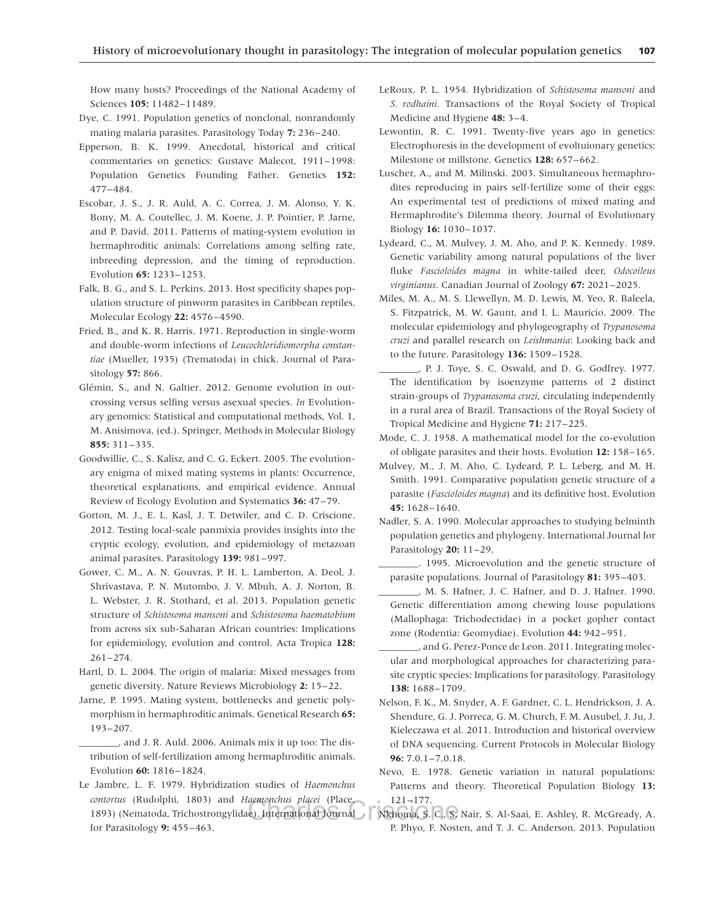How many hosts? Proceedings of the National Academy of Sciences **105:** 11482–11489.

Dye, C. 1991. Population genetics of nonclonal, nonrandomly mating malaria parasites. Parasitology Today **7:** 236–240.

Epperson, B. K. 1999. Anecdotal, historical and critical commentaries on genetics: Gustave Malecot, 1911–1998: Population Genetics Founding Father. Genetics **152:** 477–484.

Escobar, J. S., J. R. Auld, A. C. Correa, J. M. Alonso, Y. K. Bony, M. A. Coutellec, J. M. Koene, J. P. Pointier, P. Jarne, and P. David. 2011. Patterns of mating-system evolution in hermaphroditic animals: Correlations among selfing rate, inbreeding depression, and the timing of reproduction. Evolution **65:** 1233–1253.

Falk, B. G., and S. L. Perkins. 2013. Host specificity shapes population structure of pinworm parasites in Caribbean reptiles. Molecular Ecology **22:** 4576–4590.

Fried, B., and K. R. Harris. 1971. Reproduction in single-worm and double-worm infections of *Leucochloridiomorpha constantiae* (Mueller, 1935) (Trematoda) in chick. Journal of Parasitology **57:** 866.

Glémin, S., and N. Galtier. 2012. Genome evolution in outcrossing versus selfing versus asexual species. *In* Evolutionary genomics: Statistical and computational methods, Vol. 1, M. Anisimova, (ed.). Springer, Methods in Molecular Biology **855:** 311–335.

Goodwillie, C., S. Kalisz, and C. G. Eckert. 2005. The evolutionary enigma of mixed mating systems in plants: Occurrence, theoretical explanations, and empirical evidence. Annual Review of Ecology Evolution and Systematics **36:** 47–79.

Gorton, M. J., E. L. Kasl, J. T. Detwiler, and C. D. Criscione. 2012. Testing local-scale panmixia provides insights into the cryptic ecology, evolution, and epidemiology of metazoan animal parasites. Parasitology **139:** 981–997.

Gower, C. M., A. N. Gouvras, P. H. L. Lamberton, A. Deol, J. Shrivastava, P. N. Mutombo, J. V. Mbuh, A. J. Norton, B. L. Webster, J. R. Stothard, et al. 2013. Population genetic structure of *Schistosoma mansoni* and *Schistosoma haematobium* from across six sub-Saharan African countries: Implications for epidemiology, evolution and control. Acta Tropica **128:** 261–274.

Hartl, D. L. 2004. The origin of malaria: Mixed messages from genetic diversity. Nature Reviews Microbiology **2:** 15–22.

Jarne, P. 1995. Mating system, bottlenecks and genetic polymorphism in hermaphroditic animals. Genetical Research **65:** 193–207.

________, and J. R. Auld. 2006. Animals mix it up too: The distribution of self-fertilization among hermaphroditic animals. Evolution **60:** 1816–1824.

Le Jambre, L. F. 1979. Hybridization studies of *Haemonchus contortus* (Rudolphi, 1803) and *Haemonchus placei* (Place, 1893) (Nematoda, Trichostrongylidae). International Journal for Parasitology **9:** 455–463.

LeRoux, P. L. 1954. Hybridization of *Schistosoma mansoni* and *S. rodhaini*. Transactions of the Royal Society of Tropical Medicine and Hygiene **48:** 3–4.

Lewontin, R. C. 1991. Twenty-five years ago in genetics: Electrophoresis in the development of evoltuionary genetics: Milestone or millstone. Genetics **128:** 657–662.

Luscher, A., and M. Milinski. 2003. Simultaneous hermaphrodites reproducing in pairs self-fertilize some of their eggs: An experimental test of predictions of mixed mating and Hermaphrodite's Dilemma theory. Journal of Evolutionary Biology **16:** 1030–1037.

Lydeard, C., M. Mulvey, J. M. Aho, and P. K. Kennedy. 1989. Genetic variability among natural populations of the liver fluke *Fascioloides magna* in white-tailed deer, *Odocoileus virginianus*. Canadian Journal of Zoology **67:** 2021–2025.

Miles, M. A., M. S. Llewellyn, M. D. Lewis, M. Yeo, R. Baleela, S. Fitzpatrick, M. W. Gaunt, and I. L. Mauricio. 2009. The molecular epidemiology and phylogeography of *Trypanosoma cruzi* and parallel research on *Leishmania*: Looking back and to the future. Parasitology **136:** 1509–1528.

________, P. J. Toye, S. C. Oswald, and D. G. Godfrey. 1977. The identification by isoenzyme patterns of 2 distinct strain-groups of *Trypanosoma cruzi*, circulating independently in a rural area of Brazil. Transactions of the Royal Society of Tropical Medicine and Hygiene **71:** 217–225.

Mode, C. J. 1958. A mathematical model for the co-evolution of obligate parasites and their hosts. Evolution **12:** 158–165.

Mulvey, M., J. M. Aho, C. Lydeard, P. L. Leberg, and M. H. Smith. 1991. Comparative population genetic structure of a parasite (*Fascioloides magna*) and its definitive host. Evolution **45:** 1628–1640.

Nadler, S. A. 1990. Molecular approaches to studying helminth population genetics and phylogeny. International Journal for Parasitology **20:** 11–29.

________. 1995. Microevolution and the genetic structure of parasite populations. Journal of Parasitology **81:** 395–403.

________, M. S. Hafner, J. C. Hafner, and D. J. Hafner. 1990. Genetic differentiation among chewing louse populations (Mallophaga: Trichodectidae) in a pocket gopher contact zone (Rodentia: Geomydiae). Evolution **44:** 942–951.

________, and G. Perez-Ponce de Leon. 2011. Integrating molecular and morphological approaches for characterizing parasite cryptic species: Implications for parasitology. Parasitology **138:** 1688–1709.

Nelson, F. K., M. Snyder, A. F. Gardner, C. L. Hendrickson, J. A. Shendure, G. J. Porreca, G. M. Church, F. M. Ausubel, J. Ju, J. Kieleczawa et al. 2011. Introduction and historical overview of DNA sequencing. Current Protocols in Molecular Biology **96:** 7.0.1–7.0.18.

Nevo, E. 1978. Genetic variation in natural populations: Patterns and theory. Theoretical Population Biology **13:** 121–177.

Nkhoma, S. C., S. Nair, S. Al-Saai, E. Ashley, R. McGready, A. P. Phyo, F. Nosten, and T. J. C. Anderson. 2013. Population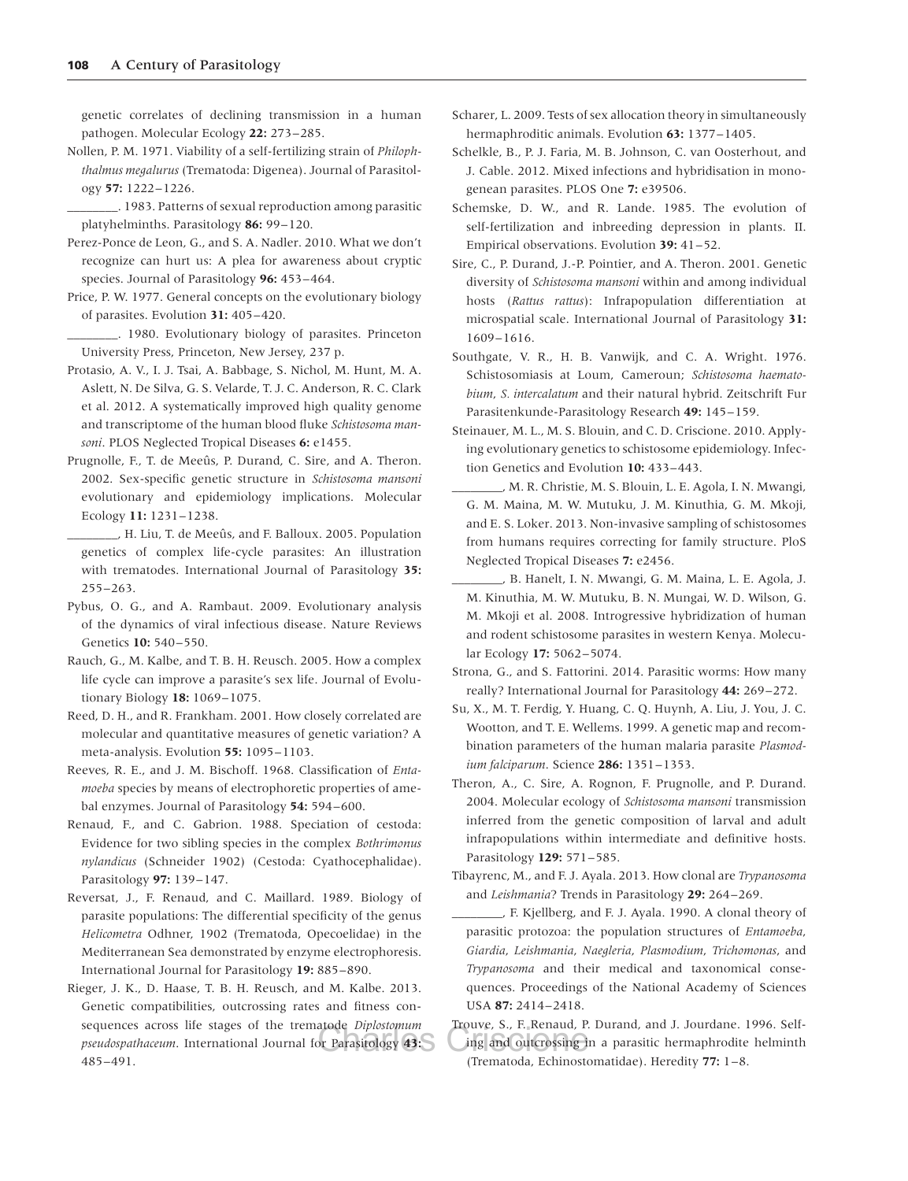genetic correlates of declining transmission in a human pathogen. Molecular Ecology **22:** 273–285.

Nollen, P. M. 1971. Viability of a self-fertilizing strain of *Philophthalmus megalurus* (Trematoda: Digenea). Journal of Parasitology **57:** 1222–1226.

________. 1983. Patterns of sexual reproduction among parasitic platyhelminths. Parasitology **86:** 99–120.

Perez-Ponce de Leon, G., and S. A. Nadler. 2010. What we don't recognize can hurt us: A plea for awareness about cryptic species. Journal of Parasitology **96:** 453–464.

Price, P. W. 1977. General concepts on the evolutionary biology of parasites. Evolution **31:** 405–420.

________. 1980. Evolutionary biology of parasites. Princeton University Press, Princeton, New Jersey, 237 p.

Protasio, A. V., I. J. Tsai, A. Babbage, S. Nichol, M. Hunt, M. A. Aslett, N. De Silva, G. S. Velarde, T. J. C. Anderson, R. C. Clark et al. 2012. A systematically improved high quality genome and transcriptome of the human blood fluke *Schistosoma mansoni*. PLOS Neglected Tropical Diseases **6:** e1455.

Prugnolle, F., T. de Meeûs, P. Durand, C. Sire, and A. Theron. 2002. Sex-specific genetic structure in *Schistosoma mansoni* evolutionary and epidemiology implications. Molecular Ecology **11:** 1231–1238.

________, H. Liu, T. de Meeûs, and F. Balloux. 2005. Population genetics of complex life-cycle parasites: An illustration with trematodes. International Journal of Parasitology **35:** 255–263.

Pybus, O. G., and A. Rambaut. 2009. Evolutionary analysis of the dynamics of viral infectious disease. Nature Reviews Genetics **10:** 540–550.

Rauch, G., M. Kalbe, and T. B. H. Reusch. 2005. How a complex life cycle can improve a parasite's sex life. Journal of Evolutionary Biology **18:** 1069–1075.

Reed, D. H., and R. Frankham. 2001. How closely correlated are molecular and quantitative measures of genetic variation? A meta-analysis. Evolution **55:** 1095–1103.

Reeves, R. E., and J. M. Bischoff. 1968. Classification of *Entamoeba* species by means of electrophoretic properties of amebal enzymes. Journal of Parasitology **54:** 594–600.

Renaud, F., and C. Gabrion. 1988. Speciation of cestoda: Evidence for two sibling species in the complex *Bothrimonus nylandicus* (Schneider 1902) (Cestoda: Cyathocephalidae). Parasitology **97:** 139–147.

Reversat, J., F. Renaud, and C. Maillard. 1989. Biology of parasite populations: The differential specificity of the genus *Helicometra* Odhner, 1902 (Trematoda, Opecoelidae) in the Mediterranean Sea demonstrated by enzyme electrophoresis. International Journal for Parasitology **19:** 885–890.

Rieger, J. K., D. Haase, T. B. H. Reusch, and M. Kalbe. 2013. Genetic compatibilities, outcrossing rates and fitness consequences across life stages of the trematode *Diplostomum pseudospathaceum*. International Journal for Parasitology **43:** 485–491.

Scharer, L. 2009. Tests of sex allocation theory in simultaneously hermaphroditic animals. Evolution **63:** 1377–1405.

Schelkle, B., P. J. Faria, M. B. Johnson, C. van Oosterhout, and J. Cable. 2012. Mixed infections and hybridisation in monogenean parasites. PLOS One **7:** e39506.

Schemske, D. W., and R. Lande. 1985. The evolution of self-fertilization and inbreeding depression in plants. II. Empirical observations. Evolution **39:** 41–52.

Sire, C., P. Durand, J.-P. Pointier, and A. Theron. 2001. Genetic diversity of *Schistosoma mansoni* within and among individual hosts (*Rattus rattus*): Infrapopulation differentiation at microspatial scale. International Journal of Parasitology **31:** 1609–1616.

Southgate, V. R., H. B. Vanwijk, and C. A. Wright. 1976. Schistosomiasis at Loum, Cameroun; *Schistosoma haematobium*, *S. intercalatum* and their natural hybrid. Zeitschrift Fur Parasitenkunde-Parasitology Research **49:** 145–159.

Steinauer, M. L., M. S. Blouin, and C. D. Criscione. 2010. Applying evolutionary genetics to schistosome epidemiology. Infection Genetics and Evolution **10:** 433–443.

________, M. R. Christie, M. S. Blouin, L. E. Agola, I. N. Mwangi, G. M. Maina, M. W. Mutuku, J. M. Kinuthia, G. M. Mkoji, and E. S. Loker. 2013. Non-invasive sampling of schistosomes from humans requires correcting for family structure. PloS Neglected Tropical Diseases **7:** e2456.

________, B. Hanelt, I. N. Mwangi, G. M. Maina, L. E. Agola, J. M. Kinuthia, M. W. Mutuku, B. N. Mungai, W. D. Wilson, G. M. Mkoji et al. 2008. Introgressive hybridization of human and rodent schistosome parasites in western Kenya. Molecular Ecology **17:** 5062–5074.

Strona, G., and S. Fattorini. 2014. Parasitic worms: How many really? International Journal for Parasitology **44:** 269–272.

Su, X., M. T. Ferdig, Y. Huang, C. Q. Huynh, A. Liu, J. You, J. C. Wootton, and T. E. Wellems. 1999. A genetic map and recombination parameters of the human malaria parasite *Plasmodium falciparum*. Science **286:** 1351–1353.

Theron, A., C. Sire, A. Rognon, F. Prugnolle, and P. Durand. 2004. Molecular ecology of *Schistosoma mansoni* transmission inferred from the genetic composition of larval and adult infrapopulations within intermediate and definitive hosts. Parasitology **129:** 571–585.

Tibayrenc, M., and F. J. Ayala. 2013. How clonal are *Trypanosoma* and *Leishmania*? Trends in Parasitology **29:** 264–269.

________, F. Kjellberg, and F. J. Ayala. 1990. A clonal theory of parasitic protozoa: the population structures of *Entamoeba*, *Giardia*, *Leishmania*, *Naegleria*, *Plasmodium*, *Trichomonas*, and *Trypanosoma* and their medical and taxonomical consequences. Proceedings of the National Academy of Sciences USA **87:** 2414–2418.

Trouve, S., F. Renaud, P. Durand, and J. Jourdane. 1996. Selfing and outcrossing in a parasitic hermaphrodite helminth (Trematoda, Echinostomatidae). Heredity **77:** 1–8.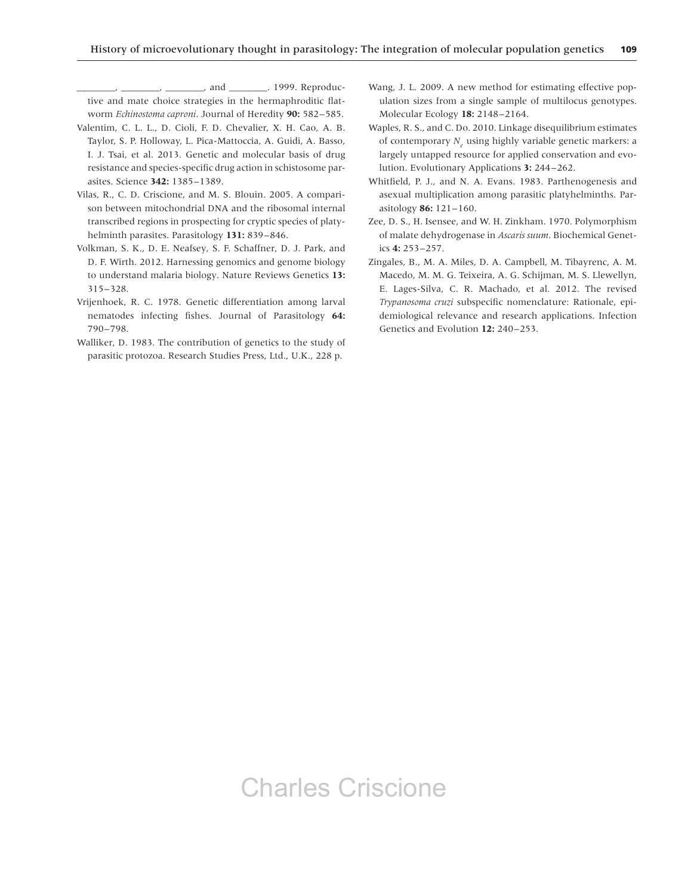________, ________, ________, and ________. 1999. Reproductive and mate choice strategies in the hermaphroditic flatworm *Echinostoma caproni*. Journal of Heredity **90:** 582–585.

Valentim, C. L. L., D. Cioli, F. D. Chevalier, X. H. Cao, A. B. Taylor, S. P. Holloway, L. Pica-Mattoccia, A. Guidi, A. Basso, I. J. Tsai, et al. 2013. Genetic and molecular basis of drug resistance and species-specific drug action in schistosome parasites. Science **342:** 1385–1389.

Vilas, R., C. D. Criscione, and M. S. Blouin. 2005. A comparison between mitochondrial DNA and the ribosomal internal transcribed regions in prospecting for cryptic species of platyhelminth parasites. Parasitology **131:** 839–846.

Volkman, S. K., D. E. Neafsey, S. F. Schaffner, D. J. Park, and D. F. Wirth. 2012. Harnessing genomics and genome biology to understand malaria biology. Nature Reviews Genetics **13:** 315–328.

Vrijenhoek, R. C. 1978. Genetic differentiation among larval nematodes infecting fishes. Journal of Parasitology **64:** 790–798.

Walliker, D. 1983. The contribution of genetics to the study of parasitic protozoa. Research Studies Press, Ltd., U.K., 228 p.

Wang, J. L. 2009. A new method for estimating effective population sizes from a single sample of multilocus genotypes. Molecular Ecology **18:** 2148–2164.

Waples, R. S., and C. Do. 2010. Linkage disequilibrium estimates of contemporary $N_e$ using highly variable genetic markers: a largely untapped resource for applied conservation and evolution. Evolutionary Applications **3:** 244–262.

Whitfield, P. J., and N. A. Evans. 1983. Parthenogenesis and asexual multiplication among parasitic platyhelminths. Parasitology **86:** 121–160.

Zee, D. S., H. Isensee, and W. H. Zinkham. 1970. Polymorphism of malate dehydrogenase in *Ascaris suum*. Biochemical Genetics **4:** 253–257.

Zingales, B., M. A. Miles, D. A. Campbell, M. Tibayrenc, A. M. Macedo, M. M. G. Teixeira, A. G. Schijman, M. S. Llewellyn, E. Lages-Silva, C. R. Machado, et al. 2012. The revised *Trypanosoma cruzi* subspecific nomenclature: Rationale, epidemiological relevance and research applications. Infection Genetics and Evolution **12:** 240–253.

Charles Criscione